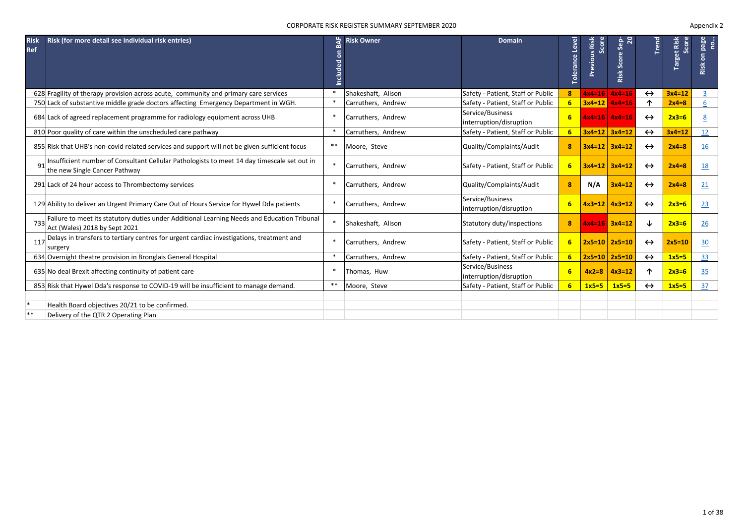CORPORATE RISK REGISTER SUMMARY SEPTEMBER 2020

Appendix 2

| Risk Ref | Risk (for more detail see individual risk entries) | Included on BAF | Risk Owner | Domain | Tolerance Level | Previous Risk Score | Risk Score Sep-20 | Trend | Target Risk Score | Risk on page no... |
|---|---|---|---|---|---|---|---|---|---|---|
| 628 | Fragility of therapy provision across acute, community and primary care services | * | Shakeshaft, Alison | Safety - Patient, Staff or Public | 8 | 4x4=16 | 4x4=16 | ↔ | 3x4=12 | 3 |
| 750 | Lack of substantive middle grade doctors affecting Emergency Department in WGH. | * | Carruthers, Andrew | Safety - Patient, Staff or Public | 6 | 3x4=12 | 4x4=16 | ↑ | 2x4=8 | 6 |
| 684 | Lack of agreed replacement programme for radiology equipment across UHB | * | Carruthers, Andrew | Service/Business interruption/disruption | 6 | 4x4=16 | 4x4=16 | ↔ | 2x3=6 | 8 |
| 810 | Poor quality of care within the unscheduled care pathway | * | Carruthers, Andrew | Safety - Patient, Staff or Public | 6 | 3x4=12 | 3x4=12 | ↔ | 3x4=12 | 12 |
| 855 | Risk that UHB's non-covid related services and support will not be given sufficient focus | ** | Moore, Steve | Quality/Complaints/Audit | 8 | 3x4=12 | 3x4=12 | ↔ | 2x4=8 | 16 |
| 91 | Insufficient number of Consultant Cellular Pathologists to meet 14 day timescale set out in the new Single Cancer Pathway | * | Carruthers, Andrew | Safety - Patient, Staff or Public | 6 | 3x4=12 | 3x4=12 | ↔ | 2x4=8 | 18 |
| 291 | Lack of 24 hour access to Thrombectomy services | * | Carruthers, Andrew | Quality/Complaints/Audit | 8 | N/A | 3x4=12 | ↔ | 2x4=8 | 21 |
| 129 | Ability to deliver an Urgent Primary Care Out of Hours Service for Hywel Dda patients | * | Carruthers, Andrew | Service/Business interruption/disruption | 6 | 4x3=12 | 4x3=12 | ↔ | 2x3=6 | 23 |
| 733 | Failure to meet its statutory duties under Additional Learning Needs and Education Tribunal Act (Wales) 2018 by Sept 2021 | * | Shakeshaft, Alison | Statutory duty/inspections | 8 | 4x4=16 | 3x4=12 | ↓ | 2x3=6 | 26 |
| 117 | Delays in transfers to tertiary centres for urgent cardiac investigations, treatment and surgery | * | Carruthers, Andrew | Safety - Patient, Staff or Public | 6 | 2x5=10 | 2x5=10 | ↔ | 2x5=10 | 30 |
| 634 | Overnight theatre provision in Bronglais General Hospital | * | Carruthers, Andrew | Safety - Patient, Staff or Public | 6 | 2x5=10 | 2x5=10 | ↔ | 1x5=5 | 33 |
| 635 | No deal Brexit affecting continuity of patient care | * | Thomas, Huw | Service/Business interruption/disruption | 6 | 4x2=8 | 4x3=12 | ↑ | 2x3=6 | 35 |
| 853 | Risk that Hywel Dda's response to COVID-19 will be insufficient to manage demand. | ** | Moore, Steve | Safety - Patient, Staff or Public | 6 | 1x5=5 | 1x5=5 | ↔ | 1x5=5 | 37 |

\* Health Board objectives 20/21 to be confirmed.

\*\* Delivery of the QTR 2 Operating Plan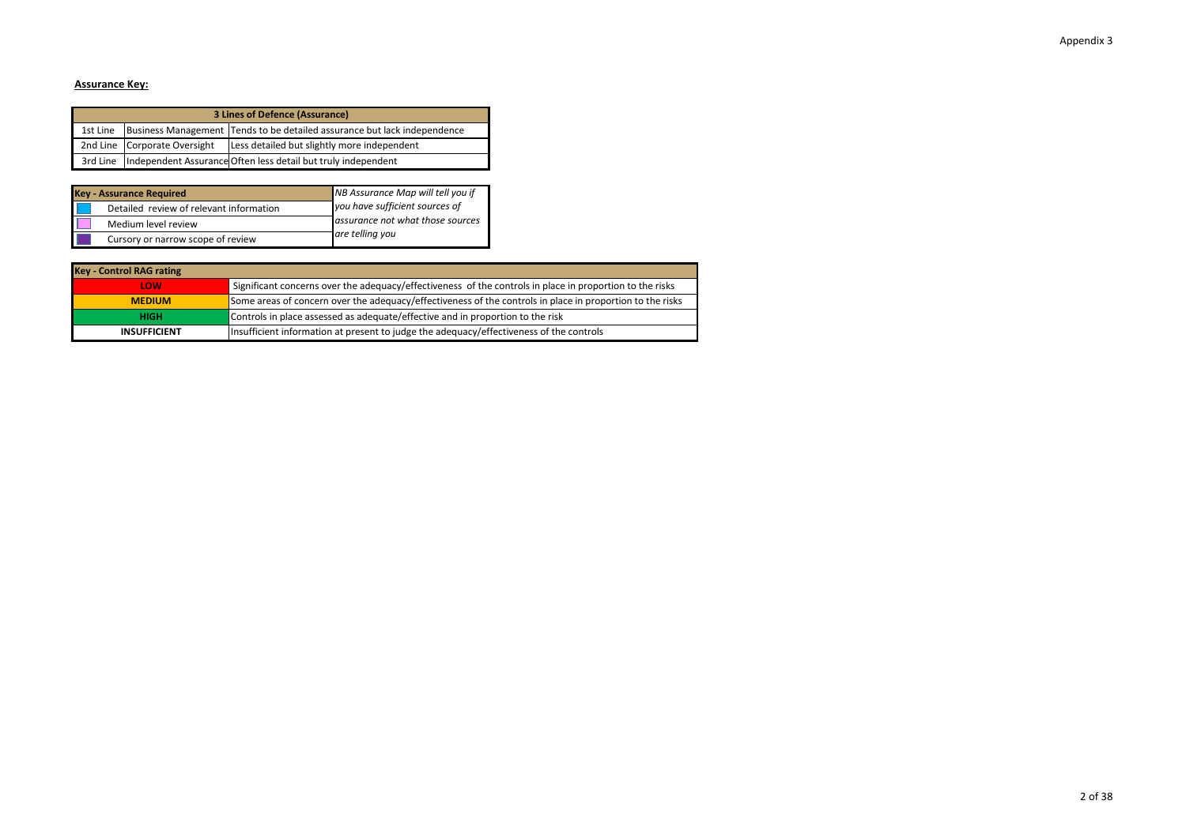Appendix 3

**Assurance Key:**

| 3 Lines of Defence (Assurance) | | |
|---|---|---|
| 1st Line | Business Management | Tends to be detailed assurance but lack independence |
| 2nd Line | Corporate Oversight | Less detailed but slightly more independent |
| 3rd Line | Independent Assurance | Often less detail but truly independent |

| Key - Assurance Required | | *NB Assurance Map will tell you if you have sufficient sources of assurance not what those sources are telling you* |
|---|---|---|
| | Detailed review of relevant information | |
| | Medium level review | |
| | Cursory or narrow scope of review | |

| Key - Control RAG rating | |
|---|---|
| LOW | Significant concerns over the adequacy/effectiveness of the controls in place in proportion to the risks |
| MEDIUM | Some areas of concern over the adequacy/effectiveness of the controls in place in proportion to the risks |
| HIGH | Controls in place assessed as adequate/effective and in proportion to the risk |
| INSUFFICIENT | Insufficient information at present to judge the adequacy/effectiveness of the controls |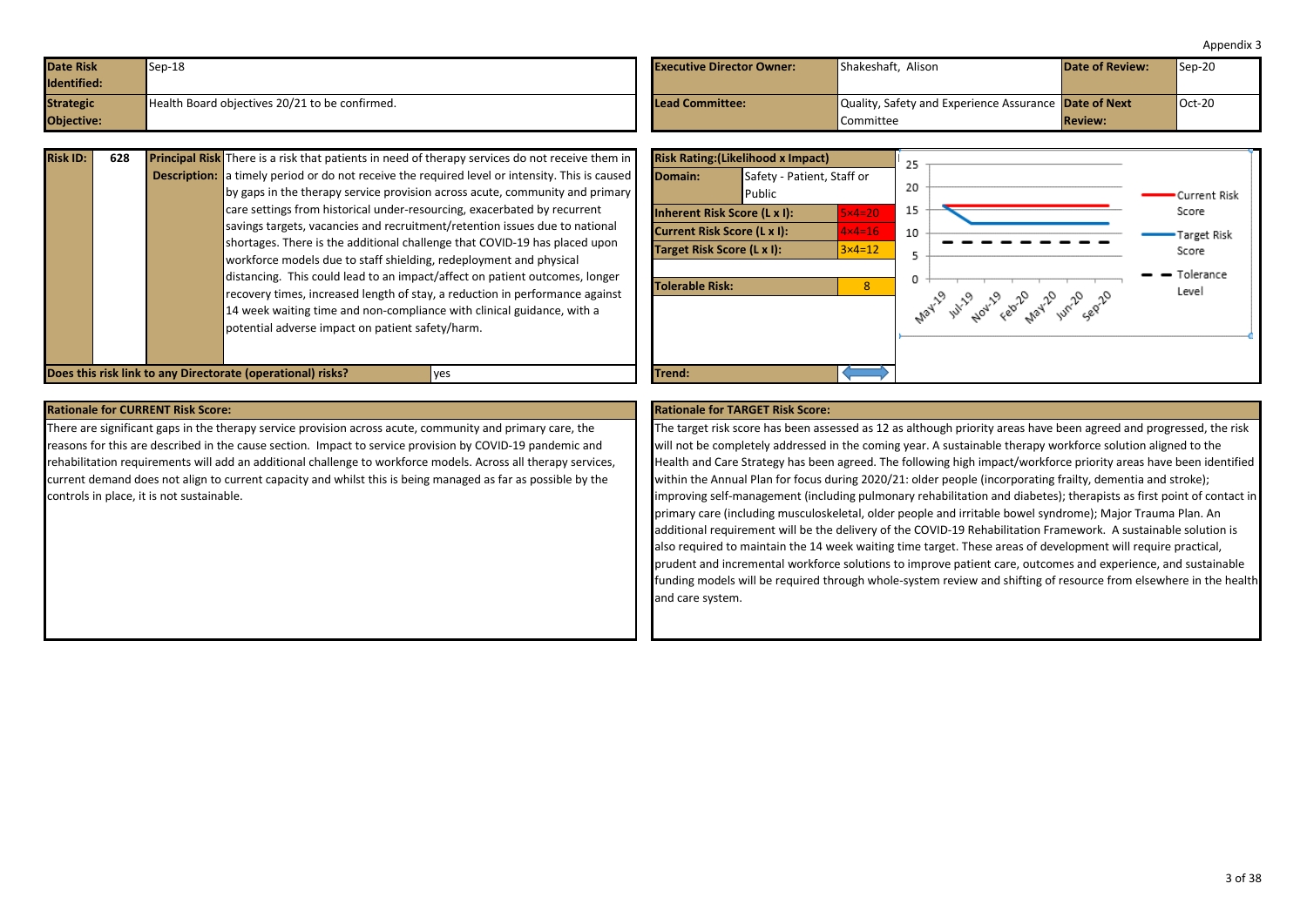Appendix 3

| Date Risk Identified: | Sep-18 | Executive Director Owner: | Shakeshaft, Alison | Date of Review: | Sep-20 |
|---|---|---|---|---|---|
| Strategic Objective: | Health Board objectives 20/21 to be confirmed. | Lead Committee: | Quality, Safety and Experience Assurance Committee | Date of Next Review: | Oct-20 |

| Risk ID: | 628 |
|---|---|
| Principal Risk Description: | There is a risk that patients in need of therapy services do not receive them in a timely period or do not receive the required level or intensity. This is caused by gaps in the therapy service provision across acute, community and primary care settings from historical under-resourcing, exacerbated by recurrent savings targets, vacancies and recruitment/retention issues due to national shortages. There is the additional challenge that COVID-19 has placed upon workforce models due to staff shielding, redeployment and physical distancing. This could lead to an impact/affect on patient outcomes, longer recovery times, increased length of stay, a reduction in performance against 14 week waiting time and non-compliance with clinical guidance, with a potential adverse impact on patient safety/harm. |
| Does this risk link to any Directorate (operational) risks? | yes |

| Risk Rating:(Likelihood x Impact) | |
|---|---|
| Domain: | Safety - Patient, Staff or Public |
| Inherent Risk Score (L x I): | 5×4=20 |
| Current Risk Score (L x I): | 4×4=16 |
| Target Risk Score (L x I): | 3×4=12 |
| Tolerable Risk: | 8 |
| Trend: | ⟷ |

**Rationale for CURRENT Risk Score:**

There are significant gaps in the therapy service provision across acute, community and primary care, the reasons for this are described in the cause section. Impact to service provision by COVID-19 pandemic and rehabilitation requirements will add an additional challenge to workforce models. Across all therapy services, current demand does not align to current capacity and whilst this is being managed as far as possible by the controls in place, it is not sustainable.

**Rationale for TARGET Risk Score:**

The target risk score has been assessed as 12 as although priority areas have been agreed and progressed, the risk will not be completely addressed in the coming year. A sustainable therapy workforce solution aligned to the Health and Care Strategy has been agreed. The following high impact/workforce priority areas have been identified within the Annual Plan for focus during 2020/21: older people (incorporating frailty, dementia and stroke); improving self-management (including pulmonary rehabilitation and diabetes); therapists as first point of contact in primary care (including musculoskeletal, older people and irritable bowel syndrome); Major Trauma Plan. An additional requirement will be the delivery of the COVID-19 Rehabilitation Framework. A sustainable solution is also required to maintain the 14 week waiting time target. These areas of development will require practical, prudent and incremental workforce solutions to improve patient care, outcomes and experience, and sustainable funding models will be required through whole-system review and shifting of resource from elsewhere in the health and care system.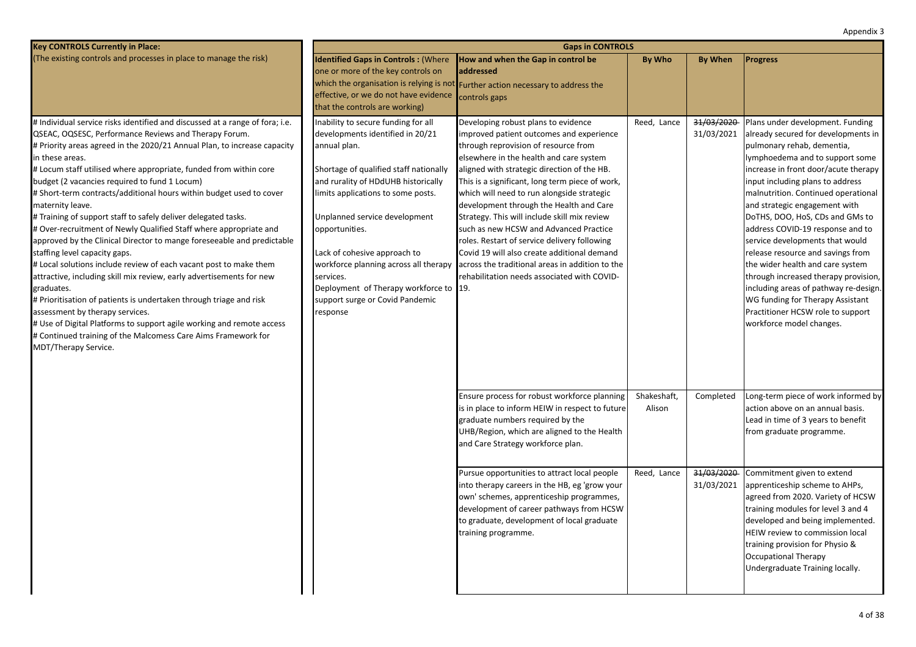Appendix 3

| Key CONTROLS Currently in Place: (The existing controls and processes in place to manage the risk) | Gaps in CONTROLS | | | | |
|---|---|---|---|---|---|
| | **Identified Gaps in Controls :** (Where one or more of the key controls on which the organisation is relying is not effective, or we do not have evidence that the controls are working) | **How and when the Gap in control be addressed** Further action necessary to address the controls gaps | **By Who** | **By When** | **Progress** |
| # Individual service risks identified and discussed at a range of fora; i.e. QSEAC, OQSESC, Performance Reviews and Therapy Forum.<br># Priority areas agreed in the 2020/21 Annual Plan, to increase capacity in these areas.<br># Locum staff utilised where appropriate, funded from within core budget (2 vacancies required to fund 1 Locum)<br># Short-term contracts/additional hours within budget used to cover maternity leave.<br># Training of support staff to safely deliver delegated tasks.<br># Over-recruitment of Newly Qualified Staff where appropriate and approved by the Clinical Director to mange foreseeable and predictable staffing level capacity gaps.<br># Local solutions include review of each vacant post to make them attractive, including skill mix review, early advertisements for new graduates.<br># Prioritisation of patients is undertaken through triage and risk assessment by therapy services.<br># Use of Digital Platforms to support agile working and remote access<br># Continued training of the Malcomess Care Aims Framework for MDT/Therapy Service. | Inability to secure funding for all developments identified in 20/21 annual plan.<br><br>Shortage of qualified staff nationally and rurality of HDdUHB historically limits applications to some posts.<br><br>Unplanned service development opportunities.<br><br>Lack of cohesive approach to workforce planning across all therapy services.<br>Deployment of Therapy workforce to support surge or Covid Pandemic response | Developing robust plans to evidence improved patient outcomes and experience through reprovision of resource from elsewhere in the health and care system aligned with strategic direction of the HB. This is a significant, long term piece of work, which will need to run alongside strategic development through the Health and Care Strategy. This will include skill mix review such as new HCSW and Advanced Practice roles. Restart of service delivery following Covid 19 will also create additional demand across the traditional areas in addition to the rehabilitation needs associated with COVID-19. | Reed, Lance | ~~31/03/2020~~ 31/03/2021 | Plans under development. Funding already secured for developments in pulmonary rehab, dementia, lymphoedema and to support some increase in front door/acute therapy input including plans to address malnutrition. Continued operational and strategic engagement with DoTHS, DOO, HoS, CDs and GMs to address COVID-19 response and to service developments that would release resource and savings from the wider health and care system through increased therapy provision, including areas of pathway re-design. WG funding for Therapy Assistant Practitioner HCSW role to support workforce model changes. |
| | | Ensure process for robust workforce planning is in place to inform HEIW in respect to future graduate numbers required by the UHB/Region, which are aligned to the Health and Care Strategy workforce plan. | Shakeshaft, Alison | Completed | Long-term piece of work informed by action above on an annual basis. Lead in time of 3 years to benefit from graduate programme. |
| | | Pursue opportunities to attract local people into therapy careers in the HB, eg 'grow your own' schemes, apprenticeship programmes, development of career pathways from HCSW to graduate, development of local graduate training programme. | Reed, Lance | ~~31/03/2020~~ 31/03/2021 | Commitment given to extend apprenticeship scheme to AHPs, agreed from 2020. Variety of HCSW training modules for level 3 and 4 developed and being implemented. HEIW review to commission local training provision for Physio & Occupational Therapy Undergraduate Training locally. |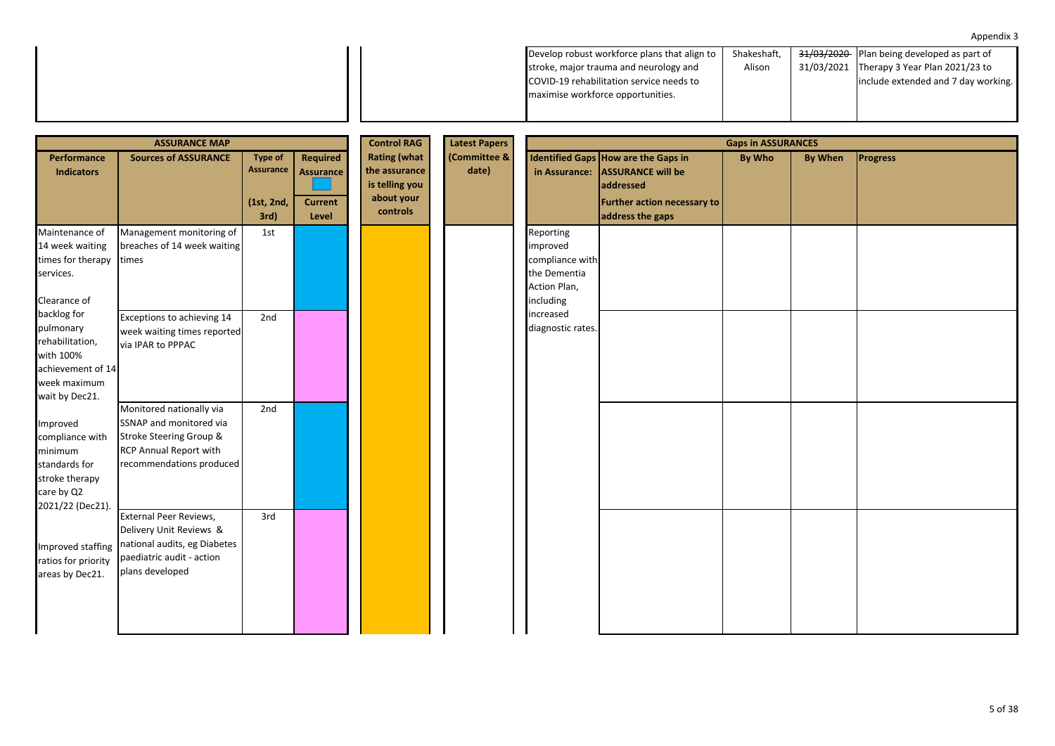Appendix 3

| | | | |
|---|---|---|---|
| Develop robust workforce plans that align to stroke, major trauma and neurology and COVID-19 rehabilitation service needs to maximise workforce opportunities. | Shakeshaft, Alison | ~~31/03/2020~~ 31/03/2021 | Plan being developed as part of Therapy 3 Year Plan 2021/23 to include extended and 7 day working. |

| ASSURANCE MAP | | | | Control RAG | Latest Papers | Gaps in ASSURANCES | | | | |
|---|---|---|---|---|---|---|---|---|---|---|
| Performance Indicators | Sources of ASSURANCE | Type of Assurance (1st, 2nd, 3rd) | Required Assurance / Current Level | Rating (what the assurance is telling you about your controls) | (Committee & date) | Identified Gaps in Assurance: | How are the Gaps in ASSURANCE will be addressed / Further action necessary to address the gaps | By Who | By When | Progress |
| Maintenance of 14 week waiting times for therapy services.<br><br>Clearance of backlog for pulmonary rehabilitation, with 100% achievement of 14 week maximum wait by Dec21.<br><br>Improved compliance with minimum standards for stroke therapy care by Q2 2021/22 (Dec21).<br><br>Improved staffing ratios for priority areas by Dec21. | Management monitoring of breaches of 14 week waiting times | 1st | | | | Reporting improved compliance with the Dementia Action Plan, including increased diagnostic rates. | | | | |
| | Exceptions to achieving 14 week waiting times reported via IPAR to PPPAC | 2nd | | | | | | | | |
| | Monitored nationally via SSNAP and monitored via Stroke Steering Group & RCP Annual Report with recommendations produced | 2nd | | | | | | | | |
| | External Peer Reviews, Delivery Unit Reviews & national audits, eg Diabetes paediatric audit - action plans developed | 3rd | | | | | | | | |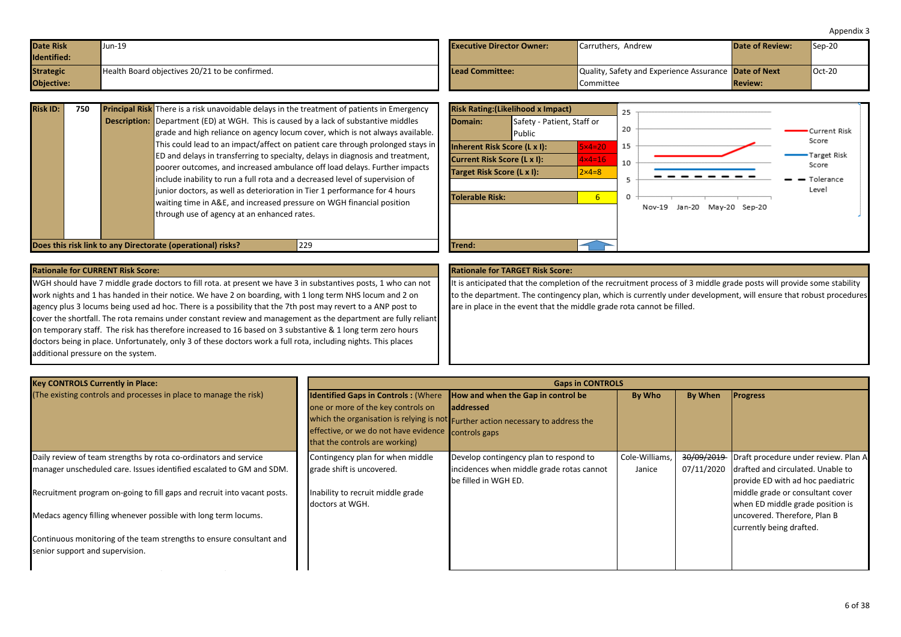Appendix 3

| Date Risk Identified: | Jun-19 | Executive Director Owner: | Carruthers, Andrew | Date of Review: | Sep-20 |
|---|---|---|---|---|---|
| Strategic Objective: | Health Board objectives 20/21 to be confirmed. | Lead Committee: | Quality, Safety and Experience Assurance Committee | Date of Next Review: | Oct-20 |

| Risk ID: | 750 | Principal Risk Description: | There is a risk unavoidable delays in the treatment of patients in Emergency Department (ED) at WGH. This is caused by a lack of substantive middles grade and high reliance on agency locum cover, which is not always available. This could lead to an impact/affect on patient care through prolonged stays in ED and delays in transferring to specialty, delays in diagnosis and treatment, poorer outcomes, and increased ambulance off load delays. Further impacts include inability to run a full rota and a decreased level of supervision of junior doctors, as well as deterioration in Tier 1 performance for 4 hours waiting time in A&E, and increased pressure on WGH financial position through use of agency at an enhanced rates. |
|---|---|---|---|
| Does this risk link to any Directorate (operational) risks? | | | 229 |

| Risk Rating:(Likelihood x Impact) | | |
|---|---|---|
| Domain: | Safety - Patient, Staff or Public | |
| Inherent Risk Score (L x I): | | 5×4=20 |
| Current Risk Score (L x I): | | 4×4=16 |
| Target Risk Score (L x I): | | 2×4=8 |
| Tolerable Risk: | | 6 |
| Trend: | | ↑ |

Chart (Nov-19 to Sep-20): Current Risk Score, Target Risk Score, Tolerance Level.

**Rationale for CURRENT Risk Score:**
WGH should have 7 middle grade doctors to fill rota. at present we have 3 in substantives posts, 1 who can not work nights and 1 has handed in their notice. We have 2 on boarding, with 1 long term NHS locum and 2 on agency plus 3 locums being used ad hoc. There is a possibility that the 7th post may revert to a ANP post to cover the shortfall. The rota remains under constant review and management as the department are fully reliant on temporary staff. The risk has therefore increased to 16 based on 3 substantive & 1 long term zero hours doctors being in place. Unfortunately, only 3 of these doctors work a full rota, including nights. This places additional pressure on the system.

**Rationale for TARGET Risk Score:**
It is anticipated that the completion of the recruitment process of 3 middle grade posts will provide some stability to the department. The contingency plan, which is currently under development, will ensure that robust procedures are in place in the event that the middle grade rota cannot be filled.

**Key CONTROLS Currently in Place:**
(The existing controls and processes in place to manage the risk)

- Daily review of team strengths by rota co-ordinators and service manager unscheduled care. Issues identified escalated to GM and SDM.
- Recruitment program on-going to fill gaps and recruit into vacant posts.
- Medacs agency filling whenever possible with long term locums.
- Continuous monitoring of the team strengths to ensure consultant and senior support and supervision.

**Gaps in CONTROLS**

| Identified Gaps in Controls : (Where one or more of the key controls on which the organisation is relying is not effective, or we do not have evidence that the controls are working) | How and when the Gap in control be addressed<br>Further action necessary to address the controls gaps | By Who | By When | Progress |
|---|---|---|---|---|
| Contingency plan for when middle grade shift is uncovered.<br><br>Inability to recruit middle grade doctors at WGH. | Develop contingency plan to respond to incidences when middle grade rotas cannot be filled in WGH ED. | Cole-Williams, Janice | ~~30/09/2019~~ 07/11/2020 | Draft procedure under review. Plan A drafted and circulated. Unable to provide ED with ad hoc paediatric middle grade or consultant cover when ED middle grade position is uncovered. Therefore, Plan B currently being drafted. |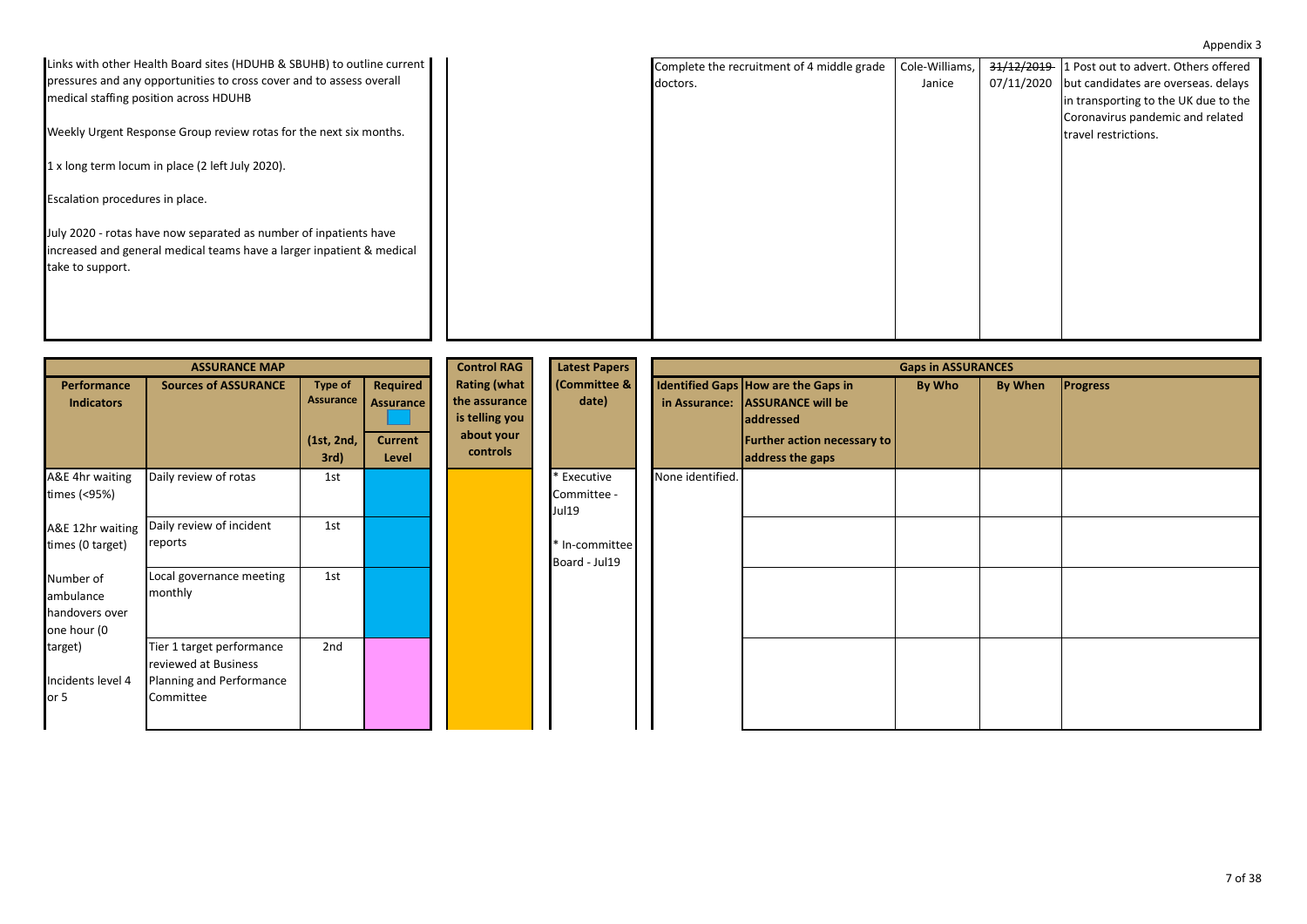Links with other Health Board sites (HDUHB & SBUHB) to outline current pressures and any opportunities to cross cover and to assess overall medical staffing position across HDUHB

Weekly Urgent Response Group review rotas for the next six months.

1 x long term locum in place (2 left July 2020).

Escalation procedures in place.

July 2020 - rotas have now separated as number of inpatients have increased and general medical teams have a larger inpatient & medical take to support.

| Action | By Who | By When | Progress |
| --- | --- | --- | --- |
| Complete the recruitment of 4 middle grade doctors. | Cole-Williams, Janice | ~~31/12/2019~~ 07/11/2020 | 1 Post out to advert. Others offered but candidates are overseas. delays in transporting to the UK due to the Coronavirus pandemic and related travel restrictions. |

| ASSURANCE MAP | | | | Control RAG | Latest Papers | Gaps in ASSURANCES | | | | |
| --- | --- | --- | --- | --- | --- | --- | --- | --- | --- | --- |
| Performance Indicators | Sources of ASSURANCE | Type of Assurance (1st, 2nd, 3rd) | Required Assurance / Current Level | Rating (what the assurance is telling you about your controls | (Committee & date) | Identified Gaps in Assurance: | How are the Gaps in ASSURANCE will be addressed / Further action necessary to address the gaps | By Who | By When | Progress |
| A&E 4hr waiting times (<95%)<br><br>A&E 12hr waiting times (0 target)<br><br>Number of ambulance handovers over one hour (0 target)<br><br>Incidents level 4 or 5 | Daily review of rotas | 1st | | | * Executive Committee - Jul19<br><br>* In-committee Board - Jul19 | None identified. | | | | |
| | Daily review of incident reports | 1st | | | | | | | | |
| | Local governance meeting monthly | 1st | | | | | | | | |
| | Tier 1 target performance reviewed at Business Planning and Performance Committee | 2nd | | | | | | | | |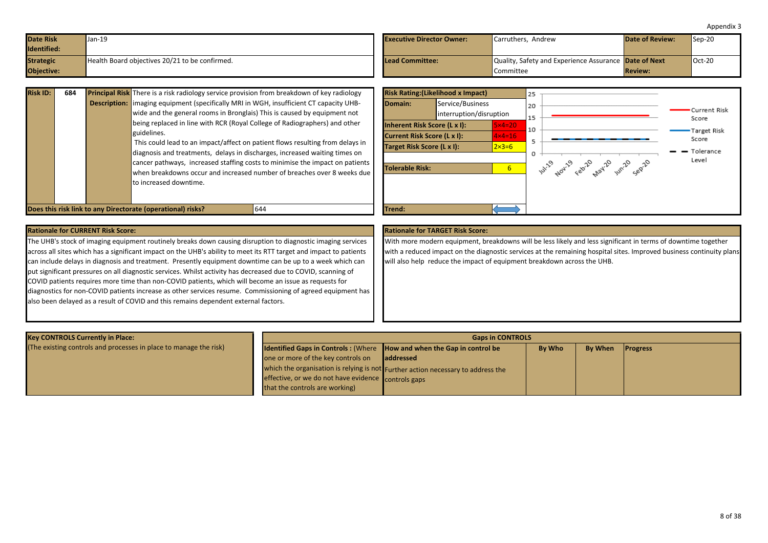Appendix 3

| Date Risk Identified: | Jan-19 | Executive Director Owner: | Carruthers, Andrew | Date of Review: | Sep-20 |
|---|---|---|---|---|---|
| Strategic Objective: | Health Board objectives 20/21 to be confirmed. | Lead Committee: | Quality, Safety and Experience Assurance Committee | Date of Next Review: | Oct-20 |

| Risk ID: | 684 | Principal Risk Description: | There is a risk radiology service provision from breakdown of key radiology imaging equipment (specifically MRI in WGH, insufficient CT capacity UHB-wide and the general rooms in Bronglais) This is caused by equipment not being replaced in line with RCR (Royal College of Radiographers) and other guidelines. This could lead to an impact/affect on patient flows resulting from delays in diagnosis and treatments, delays in discharges, increased waiting times on cancer pathways, increased staffing costs to minimise the impact on patients when breakdowns occur and increased number of breaches over 8 weeks due to increased downtime. |
|---|---|---|---|
| Does this risk link to any Directorate (operational) risks? | 644 | | |

| Risk Rating:(Likelihood x Impact) | |
|---|---|
| Domain: | Service/Business interruption/disruption |
| Inherent Risk Score (L x I): | 5×4=20 |
| Current Risk Score (L x I): | 4×4=16 |
| Target Risk Score (L x I): | 2×3=6 |
| Tolerable Risk: | 6 |
| Trend: | |

Chart legend: Current Risk Score; Target Risk Score; Tolerance Level. X-axis: Jul-19, Nov-19, Feb-20, May-20, Jun-20, Sep-20. Y-axis: 0–25.

**Rationale for CURRENT Risk Score:**

The UHB's stock of imaging equipment routinely breaks down causing disruption to diagnostic imaging services across all sites which has a significant impact on the UHB's ability to meet its RTT target and impact to patients can include delays in diagnosis and treatment. Presently equipment downtime can be up to a week which can put significant pressures on all diagnostic services. Whilst activity has decreased due to COVID, scanning of COVID patients requires more time than non-COVID patients, which will become an issue as requests for diagnostics for non-COVID patients increase as other services resume. Commissioning of agreed equipment has also been delayed as a result of COVID and this remains dependent external factors.

**Rationale for TARGET Risk Score:**

With more modern equipment, breakdowns will be less likely and less significant in terms of downtime together with a reduced impact on the diagnostic services at the remaining hospital sites. Improved business continuity plans will also help reduce the impact of equipment breakdown across the UHB.

| Key CONTROLS Currently in Place: (The existing controls and processes in place to manage the risk) | Identified Gaps in Controls : (Where one or more of the key controls on which the organisation is relying is not effective, or we do not have evidence that the controls are working) | How and when the Gap in control be addressed Further action necessary to address the controls gaps | By Who | By When | Progress |
|---|---|---|---|---|---|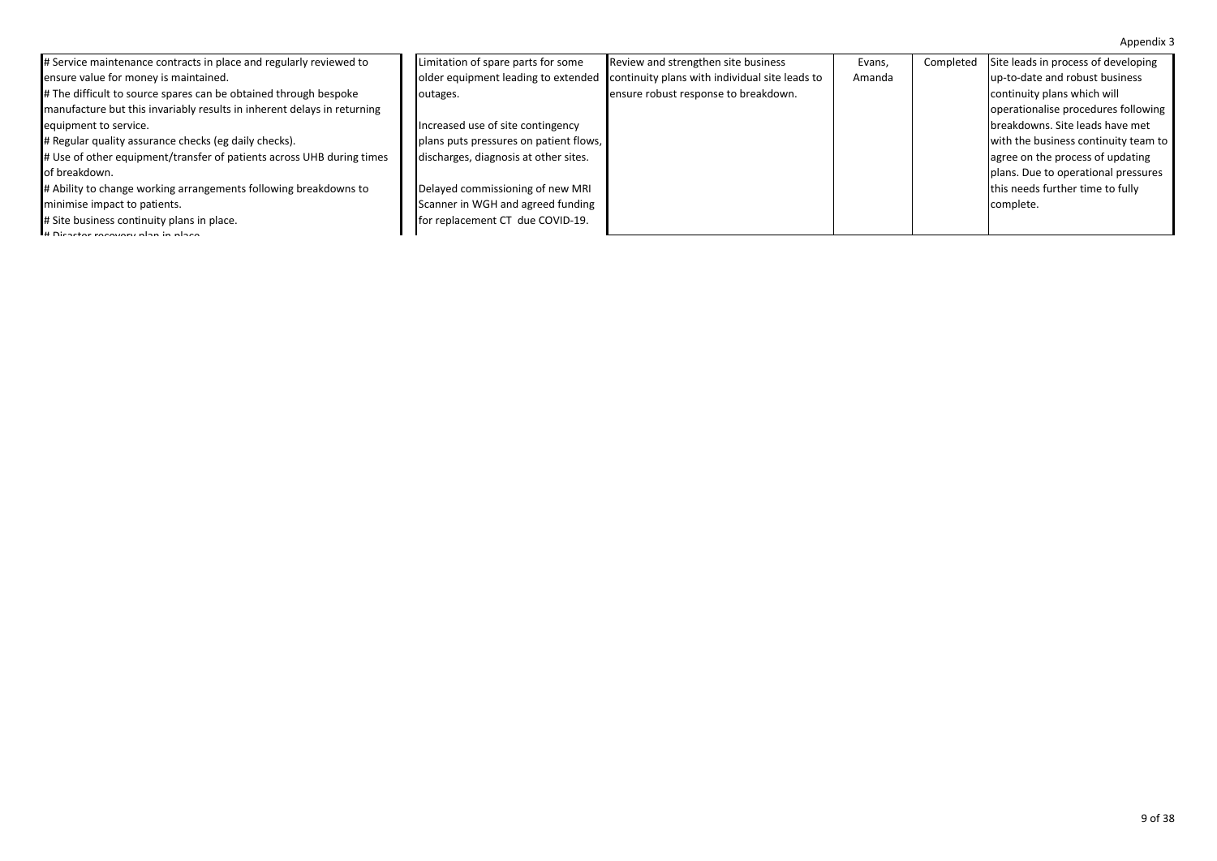Appendix 3

| | | | | | |
|---|---|---|---|---|---|
| # Service maintenance contracts in place and regularly reviewed to ensure value for money is maintained.<br># The difficult to source spares can be obtained through bespoke manufacture but this invariably results in inherent delays in returning equipment to service.<br># Regular quality assurance checks (eg daily checks).<br># Use of other equipment/transfer of patients across UHB during times of breakdown.<br># Ability to change working arrangements following breakdowns to minimise impact to patients.<br># Site business continuity plans in place.<br># Disaster recovery plan in place. | Limitation of spare parts for some older equipment leading to extended outages.<br><br>Increased use of site contingency plans puts pressures on patient flows, discharges, diagnosis at other sites.<br><br>Delayed commissioning of new MRI Scanner in WGH and agreed funding for replacement CT due COVID-19. | Review and strengthen site business continuity plans with individual site leads to ensure robust response to breakdown. | Evans, Amanda | Completed | Site leads in process of developing up-to-date and robust business continuity plans which will operationalise procedures following breakdowns. Site leads have met with the business continuity team to agree on the process of updating plans. Due to operational pressures this needs further time to fully complete. |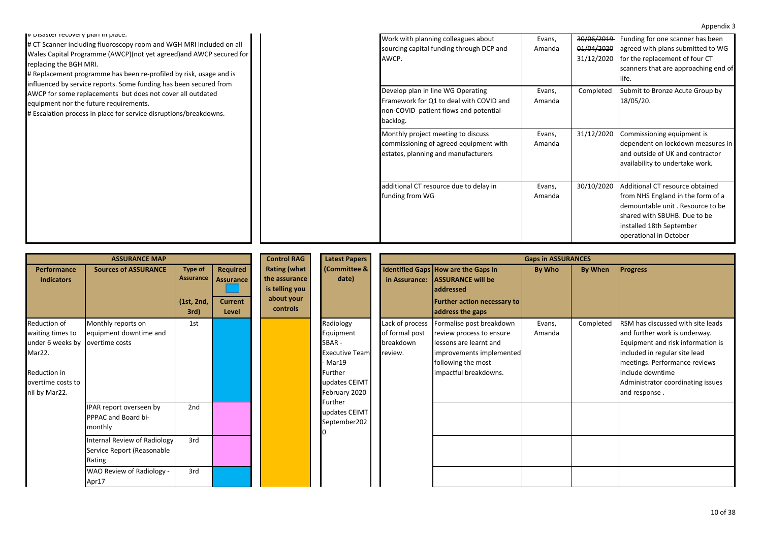# Disaster recovery plan in place.
# CT Scanner including fluoroscopy room and WGH MRI included on all Wales Capital Programme (AWCP)(not yet agreed)and AWCP secured for replacing the BGH MRI.
# Replacement programme has been re-profiled by risk, usage and is influenced by service reports. Some funding has been secured from AWCP for some replacements but does not cover all outdated equipment nor the future requirements.
# Escalation process in place for service disruptions/breakdowns.

| Action | By Who | By When | Progress |
|---|---|---|---|
| Work with planning colleagues about sourcing capital funding through DCP and AWCP. | Evans, Amanda | ~~30/06/2019~~ ~~01/04/2020~~ 31/12/2020 | Funding for one scanner has been agreed with plans submitted to WG for the replacement of four CT scanners that are approaching end of life. |
| Develop plan in line WG Operating Framework for Q1 to deal with COVID and non-COVID patient flows and potential backlog. | Evans, Amanda | Completed | Submit to Bronze Acute Group by 18/05/20. |
| Monthly project meeting to discuss commissioning of agreed equipment with estates, planning and manufacturers | Evans, Amanda | 31/12/2020 | Commissioning equipment is dependent on lockdown measures in and outside of UK and contractor availability to undertake work. |
| additional CT resource due to delay in funding from WG | Evans, Amanda | 30/10/2020 | Additional CT resource obtained from NHS England in the form of a demountable unit . Resource to be shared with SBUHB. Due to be installed 18th September operational in October |

| ASSURANCE MAP | | | | Control RAG | Latest Papers | Gaps in ASSURANCES | | | | |
|---|---|---|---|---|---|---|---|---|---|---|
| Performance Indicators | Sources of ASSURANCE | Type of Assurance (1st, 2nd, 3rd) | Required Assurance / Current Level | Rating (what the assurance is telling you about your controls | (Committee & date) | Identified Gaps in Assurance: | How are the Gaps in ASSURANCE will be addressed Further action necessary to address the gaps | By Who | By When | Progress |
| Reduction of waiting times to under 6 weeks by Mar22. Reduction in overtime costs to nil by Mar22. | Monthly reports on equipment downtime and overtime costs | 1st | | | Radiology Equipment SBAR - Executive Team - Mar19 Further updates CEIMT February 2020 Further updates CEIMT September2020 | Lack of process of formal post breakdown review. | Formalise post breakdown review process to ensure lessons are learnt and improvements implemented following the most impactful breakdowns. | Evans, Amanda | Completed | RSM has discussed with site leads and further work is underway. Equipment and risk information is included in regular site lead meetings. Performance reviews include downtime Administrator coordinating issues and response . |
| | IPAR report overseen by PPPAC and Board bi-monthly | 2nd | | | | | | | | |
| | Internal Review of Radiology Service Report (Reasonable Rating | 3rd | | | | | | | | |
| | WAO Review of Radiology - Apr17 | 3rd | | | | | | | | |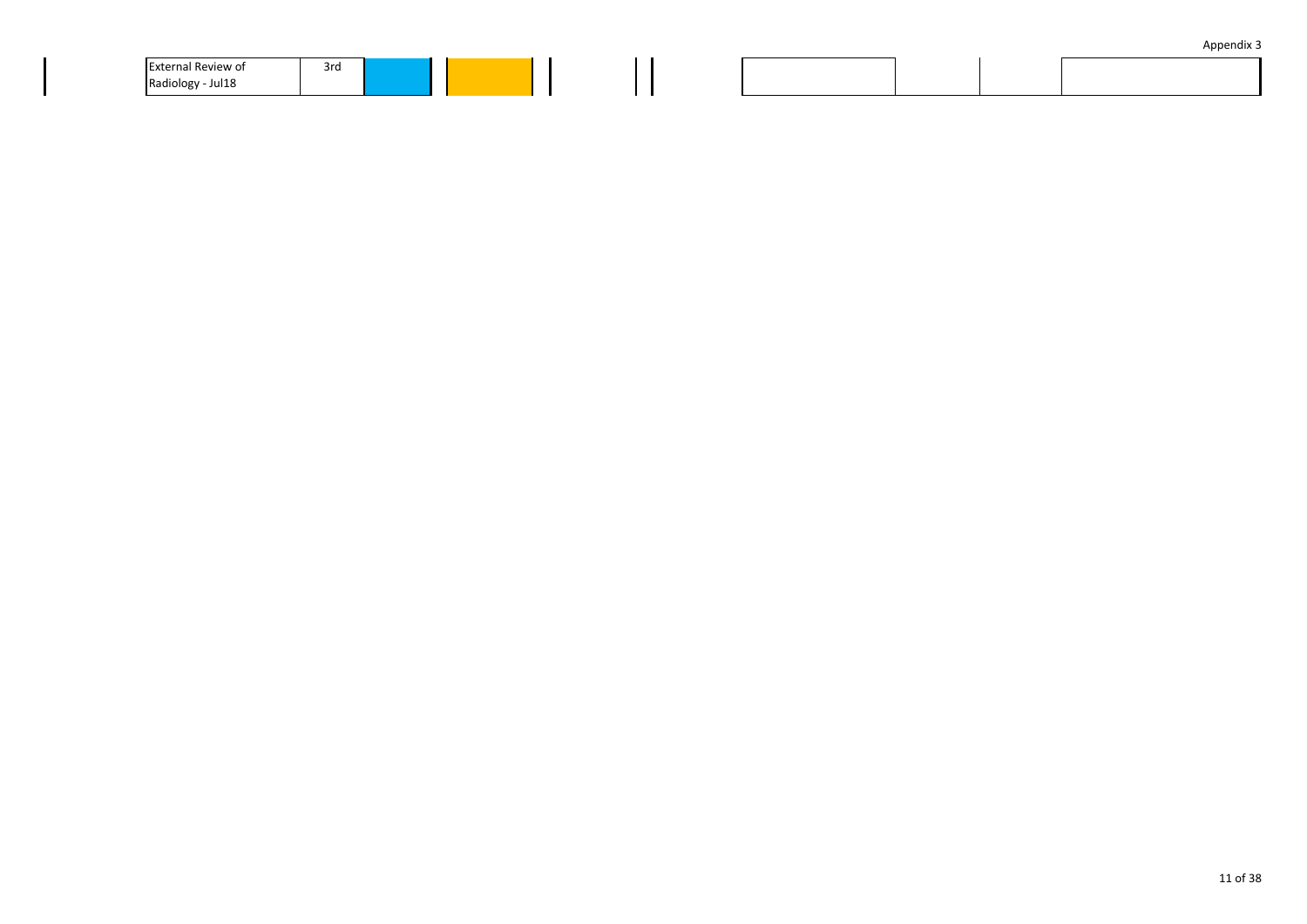Appendix 3

| | | | | | | | | | |
|---|---|---|---|---|---|---|---|---|---|
| External Review of Radiology - Jul18 | 3rd | | | | | | | | |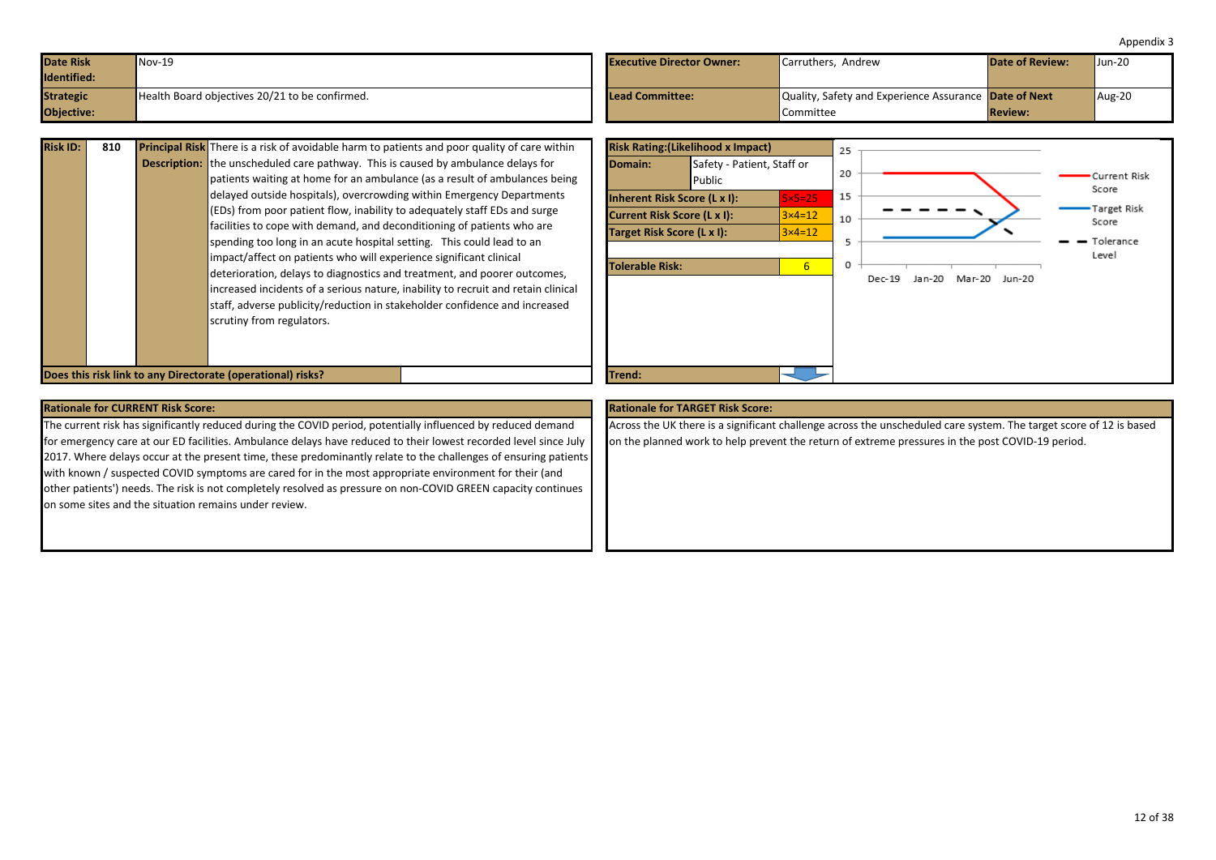Appendix 3

| Date Risk Identified: | Nov-19 | Executive Director Owner: | Carruthers, Andrew | Date of Review: | Jun-20 |
|---|---|---|---|---|---|
| Strategic Objective: | Health Board objectives 20/21 to be confirmed. | Lead Committee: | Quality, Safety and Experience Assurance Committee | Date of Next Review: | Aug-20 |

| Risk ID: | 810 |
|---|---|
| Principal Risk Description: | There is a risk of avoidable harm to patients and poor quality of care within the unscheduled care pathway. This is caused by ambulance delays for patients waiting at home for an ambulance (as a result of ambulances being delayed outside hospitals), overcrowding within Emergency Departments (EDs) from poor patient flow, inability to adequately staff EDs and surge facilities to cope with demand, and deconditioning of patients who are spending too long in an acute hospital setting. This could lead to an impact/affect on patients who will experience significant clinical deterioration, delays to diagnostics and treatment, and poorer outcomes, increased incidents of a serious nature, inability to recruit and retain clinical staff, adverse publicity/reduction in stakeholder confidence and increased scrutiny from regulators. |
| Does this risk link to any Directorate (operational) risks? | |

| Risk Rating:(Likelihood x Impact) | |
|---|---|
| Domain: | Safety - Patient, Staff or Public |
| Inherent Risk Score (L x I): | 5×5=25 |
| Current Risk Score (L x I): | 3×4=12 |
| Target Risk Score (L x I): | 3×4=12 |
| Tolerable Risk: | 6 |
| Trend: | |

| | Dec-19 | Jan-20 | Mar-20 | Jun-20 |
|---|---|---|---|---|
| Current Risk Score | 20 | 20 | 20 | 12 |
| Target Risk Score | 6 | 6 | 6 | 12 |
| Tolerance Level | 12 | 12 | 12 | 6 |

### Rationale for CURRENT Risk Score:

The current risk has significantly reduced during the COVID period, potentially influenced by reduced demand for emergency care at our ED facilities. Ambulance delays have reduced to their lowest recorded level since July 2017. Where delays occur at the present time, these predominantly relate to the challenges of ensuring patients with known / suspected COVID symptoms are cared for in the most appropriate environment for their (and other patients') needs. The risk is not completely resolved as pressure on non-COVID GREEN capacity continues on some sites and the situation remains under review.

### Rationale for TARGET Risk Score:

Across the UK there is a significant challenge across the unscheduled care system. The target score of 12 is based on the planned work to help prevent the return of extreme pressures in the post COVID-19 period.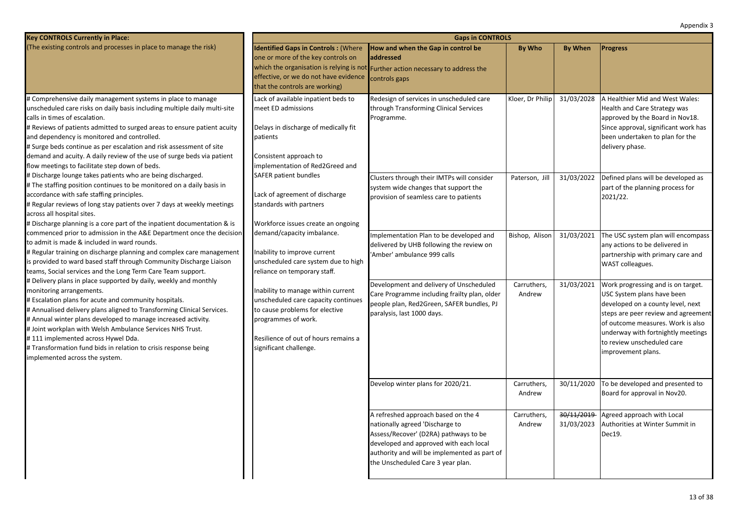Appendix 3

| **Key CONTROLS Currently in Place:** (The existing controls and processes in place to manage the risk) | **Gaps in CONTROLS** | | | | |
|---|---|---|---|---|---|
| | **Identified Gaps in Controls :** (Where one or more of the key controls on which the organisation is relying is not effective, or we do not have evidence that the controls are working) | **How and when the Gap in control be addressed** Further action necessary to address the controls gaps | **By Who** | **By When** | **Progress** |
| # Comprehensive daily management systems in place to manage unscheduled care risks on daily basis including multiple daily multi-site calls in times of escalation.<br># Reviews of patients admitted to surged areas to ensure patient acuity and dependency is monitored and controlled.<br># Surge beds continue as per escalation and risk assessment of site demand and acuity. A daily review of the use of surge beds via patient flow meetings to facilitate step down of beds.<br># Discharge lounge takes patients who are being discharged.<br># The staffing position continues to be monitored on a daily basis in accordance with safe staffing principles.<br># Regular reviews of long stay patients over 7 days at weekly meetings across all hospital sites.<br># Discharge planning is a core part of the inpatient documentation & is commenced prior to admission in the A&E Department once the decision to admit is made & included in ward rounds.<br># Regular training on discharge planning and complex care management is provided to ward based staff through Community Discharge Liaison teams, Social services and the Long Term Care Team support.<br># Delivery plans in place supported by daily, weekly and monthly monitoring arrangements.<br># Escalation plans for acute and community hospitals.<br># Annualised delivery plans aligned to Transforming Clinical Services.<br># Annual winter plans developed to manage increased activity.<br># Joint workplan with Welsh Ambulance Services NHS Trust.<br># 111 implemented across Hywel Dda.<br># Transformation fund bids in relation to crisis response being implemented across the system. | Lack of available inpatient beds to meet ED admissions<br><br>Delays in discharge of medically fit patients<br><br>Consistent approach to implementation of Red2Greed and SAFER patient bundles<br><br>Lack of agreement of discharge standards with partners<br><br>Workforce issues create an ongoing demand/capacity imbalance.<br><br>Inability to improve current unscheduled care system due to high reliance on temporary staff.<br><br>Inability to manage within current unscheduled care capacity continues to cause problems for elective programmes of work.<br><br>Resilience of out of hours remains a significant challenge. | Redesign of services in unscheduled care through Transforming Clinical Services Programme. | Kloer, Dr Philip | 31/03/2028 | A Healthier Mid and West Wales: Health and Care Strategy was approved by the Board in Nov18. Since approval, significant work has been undertaken to plan for the delivery phase. |
| | | Clusters through their IMTPs will consider system wide changes that support the provision of seamless care to patients | Paterson, Jill | 31/03/2022 | Defined plans will be developed as part of the planning process for 2021/22. |
| | | Implementation Plan to be developed and delivered by UHB following the review on 'Amber' ambulance 999 calls | Bishop, Alison | 31/03/2021 | The USC system plan will encompass any actions to be delivered in partnership with primary care and WAST colleagues. |
| | | Development and delivery of Unscheduled Care Programme including frailty plan, older people plan, Red2Green, SAFER bundles, PJ paralysis, last 1000 days. | Carruthers, Andrew | 31/03/2021 | Work progressing and is on target. USC System plans have been developed on a county level, next steps are peer review and agreement of outcome measures. Work is also underway with fortnightly meetings to review unscheduled care improvement plans. |
| | | Develop winter plans for 2020/21. | Carruthers, Andrew | 30/11/2020 | To be developed and presented to Board for approval in Nov20. |
| | | A refreshed approach based on the 4 nationally agreed 'Discharge to Assess/Recover' (D2RA) pathways to be developed and approved with each local authority and will be implemented as part of the Unscheduled Care 3 year plan. | Carruthers, Andrew | ~~30/11/2019~~ 31/03/2023 | Agreed approach with Local Authorities at Winter Summit in Dec19. |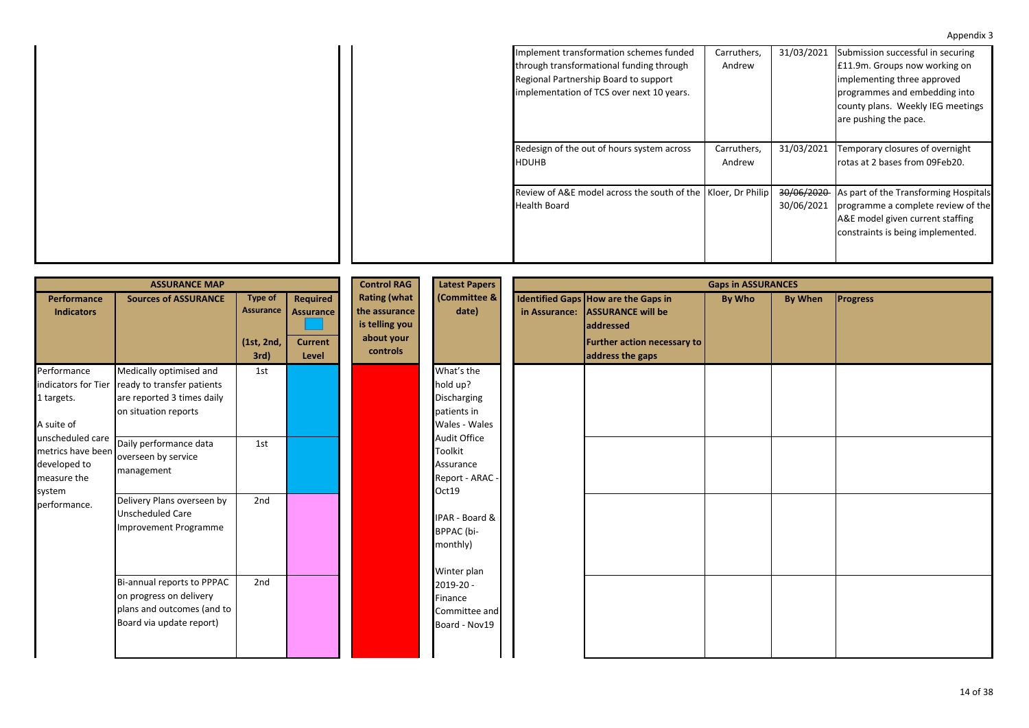Appendix 3

| | | | | | |
|---|---|---|---|---|---|
| | | Implement transformation schemes funded through transformational funding through Regional Partnership Board to support implementation of TCS over next 10 years. | Carruthers, Andrew | 31/03/2021 | Submission successful in securing £11.9m. Groups now working on implementing three approved programmes and embedding into county plans. Weekly IEG meetings are pushing the pace. |
| | | Redesign of the out of hours system across HDUHB | Carruthers, Andrew | 31/03/2021 | Temporary closures of overnight rotas at 2 bases from 09Feb20. |
| | | Review of A&E model across the south of the Health Board | Kloer, Dr Philip | ~~30/06/2020~~ 30/06/2021 | As part of the Transforming Hospitals programme a complete review of the A&E model given current staffing constraints is being implemented. |

| ASSURANCE MAP | | | | Control RAG | Latest Papers | Gaps in ASSURANCES | | | | |
|---|---|---|---|---|---|---|---|---|---|---|
| Performance Indicators | Sources of ASSURANCE | Type of Assurance (1st, 2nd, 3rd) | Required Assurance / Current Level | Rating (what the assurance is telling you about your controls | (Committee & date) | Identified Gaps in Assurance: | How are the Gaps in ASSURANCE will be addressed / Further action necessary to address the gaps | By Who | By When | Progress |
| Performance indicators for Tier 1 targets. A suite of unscheduled care metrics have been developed to measure the system performance. | Medically optimised and ready to transfer patients are reported 3 times daily on situation reports | 1st | | | What's the hold up? Discharging patients in Wales - Wales Audit Office Toolkit Assurance Report - ARAC - Oct19 IPAR - Board & BPPAC (bi-monthly) Winter plan 2019-20 - Finance Committee and Board - Nov19 | | | | | |
| | Daily performance data overseen by service management | 1st | | | | | | | | |
| | Delivery Plans overseen by Unscheduled Care Improvement Programme | 2nd | | | | | | | | |
| | Bi-annual reports to PPPAC on progress on delivery plans and outcomes (and to Board via update report) | 2nd | | | | | | | | |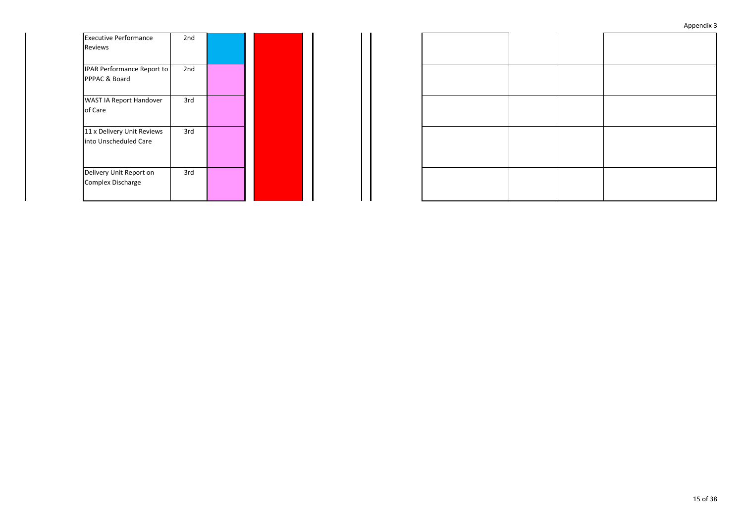| | | | | | | | |
|---|---|---|---|---|---|---|---|
| Executive Performance Reviews | 2nd | | | | | | |
| IPAR Performance Report to PPPAC & Board | 2nd | | | | | | |
| WAST IA Report Handover of Care | 3rd | | | | | | |
| 11 x Delivery Unit Reviews into Unscheduled Care | 3rd | | | | | | |
| Delivery Unit Report on Complex Discharge | 3rd | | | | | | |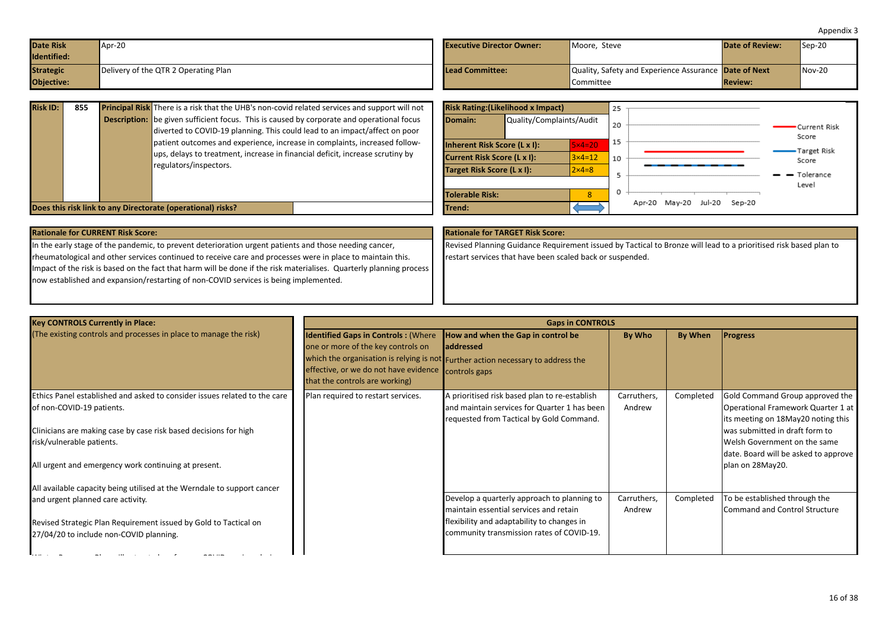Appendix 3

| Date Risk Identified: | Apr-20 | Executive Director Owner: | Moore, Steve | Date of Review: | Sep-20 |
|---|---|---|---|---|---|
| Strategic Objective: | Delivery of the QTR 2 Operating Plan | Lead Committee: | Quality, Safety and Experience Assurance Committee | Date of Next Review: | Nov-20 |

| Risk ID: | 855 | Principal Risk Description: | There is a risk that the UHB's non-covid related services and support will not be given sufficient focus. This is caused by corporate and operational focus diverted to COVID-19 planning. This could lead to an impact/affect on poor patient outcomes and experience, increase in complaints, increased follow-ups, delays to treatment, increase in financial deficit, increase scrutiny by regulators/inspectors. |
|---|---|---|---|

**Does this risk link to any Directorate (operational) risks?**

| Risk Rating:(Likelihood x Impact) | |
|---|---|
| Domain: | Quality/Complaints/Audit |
| Inherent Risk Score (L x I): | 5×4=20 |
| Current Risk Score (L x I): | 3×4=12 |
| Target Risk Score (L x I): | 2×4=8 |
| Tolerable Risk: | 8 |
| Trend: | ⟷ |

Chart: Current Risk Score, Target Risk Score, Tolerance Level (Apr-20, May-20, Jul-20, Sep-20)

**Rationale for CURRENT Risk Score:**

In the early stage of the pandemic, to prevent deterioration urgent patients and those needing cancer, rheumatological and other services continued to receive care and processes were in place to maintain this. Impact of the risk is based on the fact that harm will be done if the risk materialises. Quarterly planning process now established and expansion/restarting of non-COVID services is being implemented.

**Rationale for TARGET Risk Score:**

Revised Planning Guidance Requirement issued by Tactical to Bronze will lead to a prioritised risk based plan to restart services that have been scaled back or suspended.

| Key CONTROLS Currently in Place: (The existing controls and processes in place to manage the risk) | Identified Gaps in Controls : (Where one or more of the key controls on which the organisation is relying is not effective, or we do not have evidence that the controls are working) | How and when the Gap in control be addressed Further action necessary to address the controls gaps | By Who | By When | Progress |
|---|---|---|---|---|---|
| Ethics Panel established and asked to consider issues related to the care of non-COVID-19 patients.<br><br>Clinicians are making case by case risk based decisions for high risk/vulnerable patients.<br><br>All urgent and emergency work continuing at present.<br><br>All available capacity being utilised at the Werndale to support cancer and urgent planned care activity.<br><br>Revised Strategic Plan Requirement issued by Gold to Tactical on 27/04/20 to include non-COVID planning. | Plan required to restart services. | A prioritised risk based plan to re-establish and maintain services for Quarter 1 has been requested from Tactical by Gold Command. | Carruthers, Andrew | Completed | Gold Command Group approved the Operational Framework Quarter 1 at its meeting on 18May20 noting this was submitted in draft form to Welsh Government on the same date. Board will be asked to approve plan on 28May20. |
| | | Develop a quarterly approach to planning to maintain essential services and retain flexibility and adaptability to changes in community transmission rates of COVID-19. | Carruthers, Andrew | Completed | To be established through the Command and Control Structure |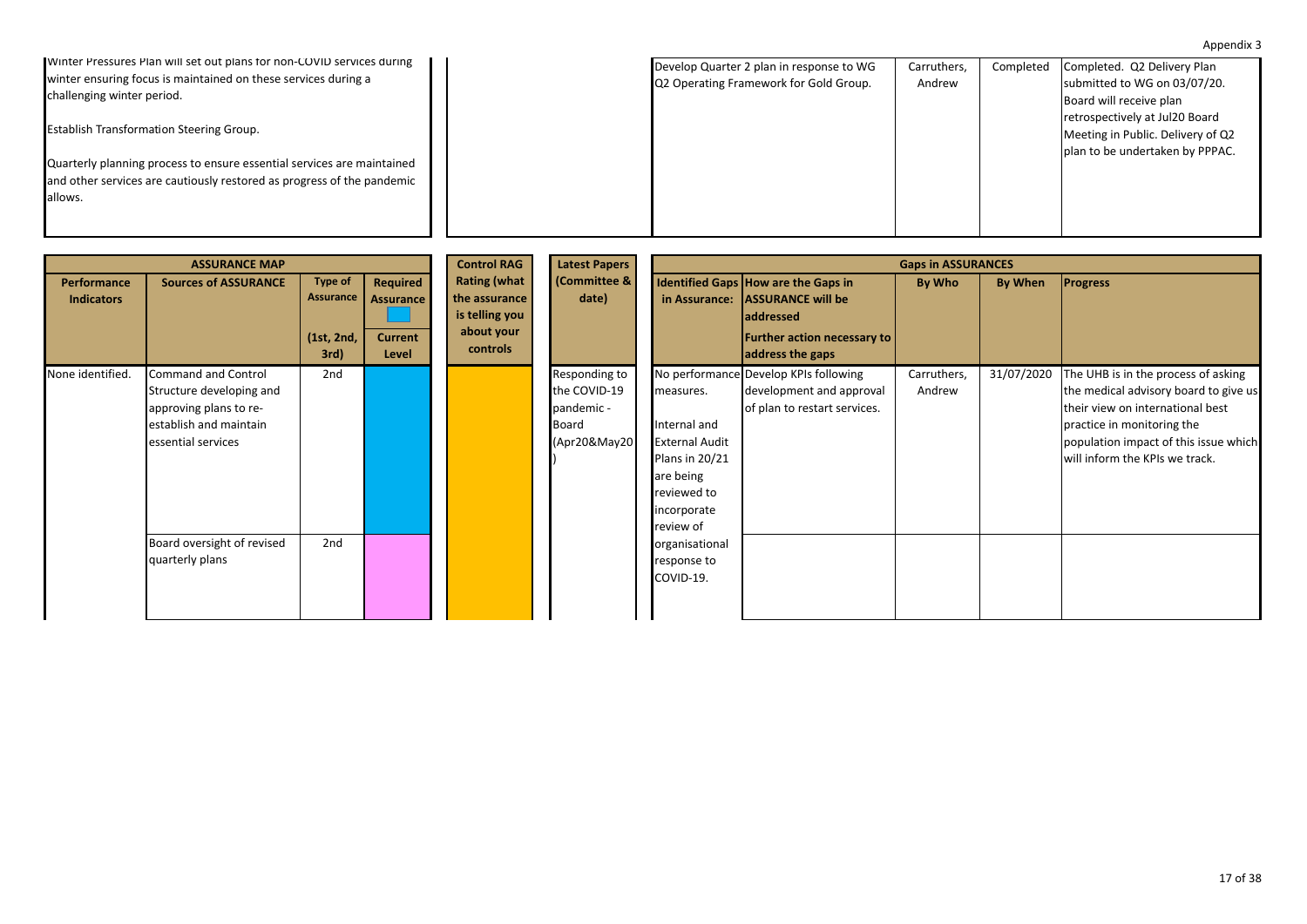Appendix 3

| | | | | |
|---|---|---|---|---|
| Winter Pressures Plan will set out plans for non-COVID services during winter ensuring focus is maintained on these services during a challenging winter period.<br><br>Establish Transformation Steering Group.<br><br>Quarterly planning process to ensure essential services are maintained and other services are cautiously restored as progress of the pandemic allows. | | Develop Quarter 2 plan in response to WG Q2 Operating Framework for Gold Group. | Carruthers, Andrew | Completed | Completed. Q2 Delivery Plan submitted to WG on 03/07/20. Board will receive plan retrospectively at Jul20 Board Meeting in Public. Delivery of Q2 plan to be undertaken by PPPAC. |

| ASSURANCE MAP | | | | Control RAG | Latest Papers | Gaps in ASSURANCES | | | | |
|---|---|---|---|---|---|---|---|---|---|---|
| **Performance Indicators** | **Sources of ASSURANCE** | **Type of Assurance (1st, 2nd, 3rd)** | **Required Assurance / Current Level** | **Rating (what the assurance is telling you about your controls** | **(Committee & date)** | **Identified Gaps in Assurance:** | **How are the Gaps in ASSURANCE will be addressed / Further action necessary to address the gaps** | **By Who** | **By When** | **Progress** |
| None identified. | Command and Control Structure developing and approving plans to re-establish and maintain essential services | 2nd | | | Responding to the COVID-19 pandemic - Board (Apr20&May20) | No performance measures.<br><br>Internal and External Audit Plans in 20/21 are being reviewed to incorporate review of organisational response to COVID-19. | Develop KPIs following development and approval of plan to restart services. | Carruthers, Andrew | 31/07/2020 | The UHB is in the process of asking the medical advisory board to give us their view on international best practice in monitoring the population impact of this issue which will inform the KPIs we track. |
| | Board oversight of revised quarterly plans | 2nd | | | | | | | | |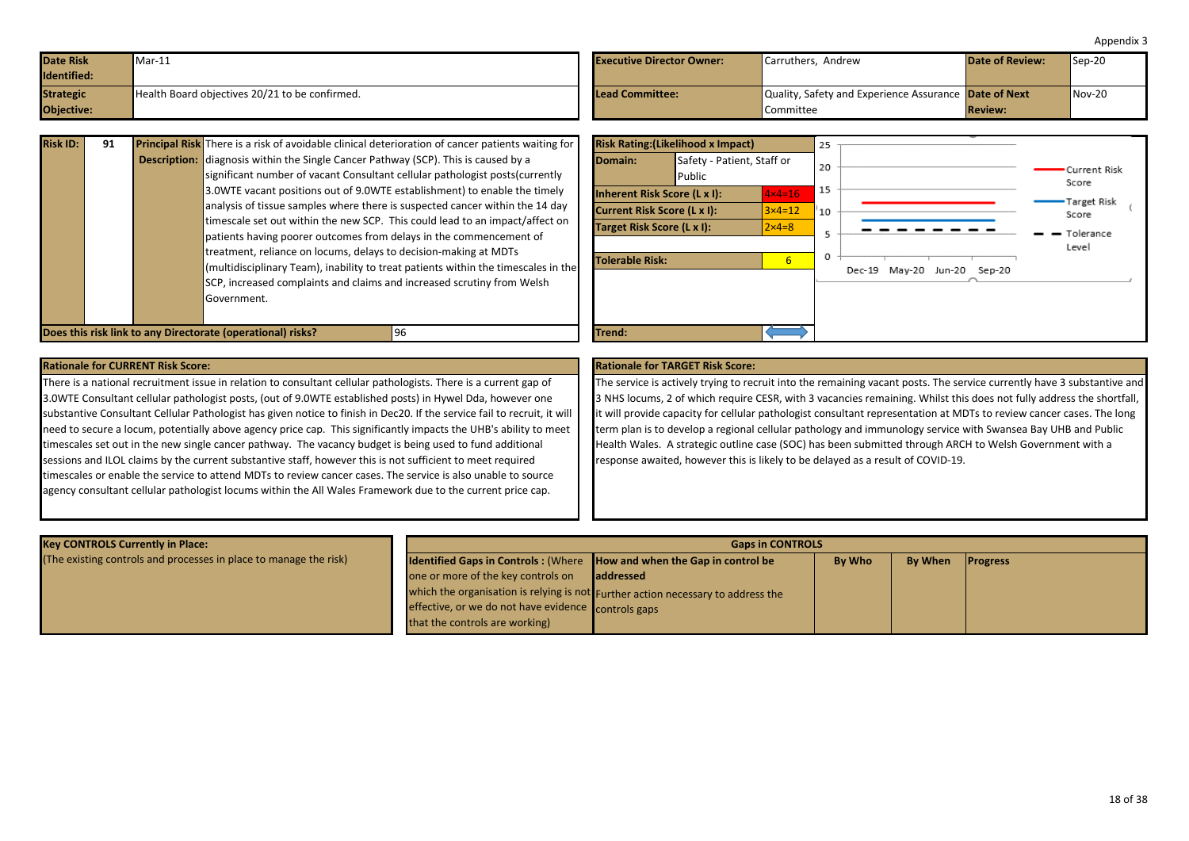Appendix 3

| Date Risk Identified: | Mar-11 | Executive Director Owner: | Carruthers, Andrew | Date of Review: | Sep-20 |
|---|---|---|---|---|---|
| Strategic Objective: | Health Board objectives 20/21 to be confirmed. | Lead Committee: | Quality, Safety and Experience Assurance Committee | Date of Next Review: | Nov-20 |

| Risk ID: | 91 | Principal Risk Description: | There is a risk of avoidable clinical deterioration of cancer patients waiting for diagnosis within the Single Cancer Pathway (SCP). This is caused by a significant number of vacant Consultant cellular pathologist posts(currently 3.0WTE vacant positions out of 9.0WTE establishment) to enable the timely analysis of tissue samples where there is suspected cancer within the 14 day timescale set out within the new SCP. This could lead to an impact/affect on patients having poorer outcomes from delays in the commencement of treatment, reliance on locums, delays to decision-making at MDTs (multidisciplinary Team), inability to treat patients within the timescales in the SCP, increased complaints and claims and increased scrutiny from Welsh Government. |
|---|---|---|---|
| Does this risk link to any Directorate (operational) risks? | | | 96 |

| Risk Rating:(Likelihood x Impact) | |
|---|---|
| Domain: | Safety - Patient, Staff or Public |
| Inherent Risk Score (L x I): | 4×4=16 |
| Current Risk Score (L x I): | 3×4=12 |
| Target Risk Score (L x I): | 2×4=8 |
| Tolerable Risk: | 6 |
| Trend: | |

Chart: Current Risk Score, Target Risk Score, Tolerance Level (Dec-19, May-20, Jun-20, Sep-20)

**Rationale for CURRENT Risk Score:**

There is a national recruitment issue in relation to consultant cellular pathologists. There is a current gap of 3.0WTE Consultant cellular pathologist posts, (out of 9.0WTE established posts) in Hywel Dda, however one substantive Consultant Cellular Pathologist has given notice to finish in Dec20. If the service fail to recruit, it will need to secure a locum, potentially above agency price cap. This significantly impacts the UHB's ability to meet timescales set out in the new single cancer pathway. The vacancy budget is being used to fund additional sessions and ILOL claims by the current substantive staff, however this is not sufficient to meet required timescales or enable the service to attend MDTs to review cancer cases. The service is also unable to source agency consultant cellular pathologist locums within the All Wales Framework due to the current price cap.

**Rationale for TARGET Risk Score:**

The service is actively trying to recruit into the remaining vacant posts. The service currently have 3 substantive and 3 NHS locums, 2 of which require CESR, with 3 vacancies remaining. Whilst this does not fully address the shortfall, it will provide capacity for cellular pathologist consultant representation at MDTs to review cancer cases. The long term plan is to develop a regional cellular pathology and immunology service with Swansea Bay UHB and Public Health Wales. A strategic outline case (SOC) has been submitted through ARCH to Welsh Government with a response awaited, however this is likely to be delayed as a result of COVID-19.

| Key CONTROLS Currently in Place: (The existing controls and processes in place to manage the risk) | Identified Gaps in Controls : (Where one or more of the key controls on which the organisation is relying is not effective, or we do not have evidence that the controls are working) | How and when the Gap in control be addressed Further action necessary to address the controls gaps | By Who | By When | Progress |
|---|---|---|---|---|---|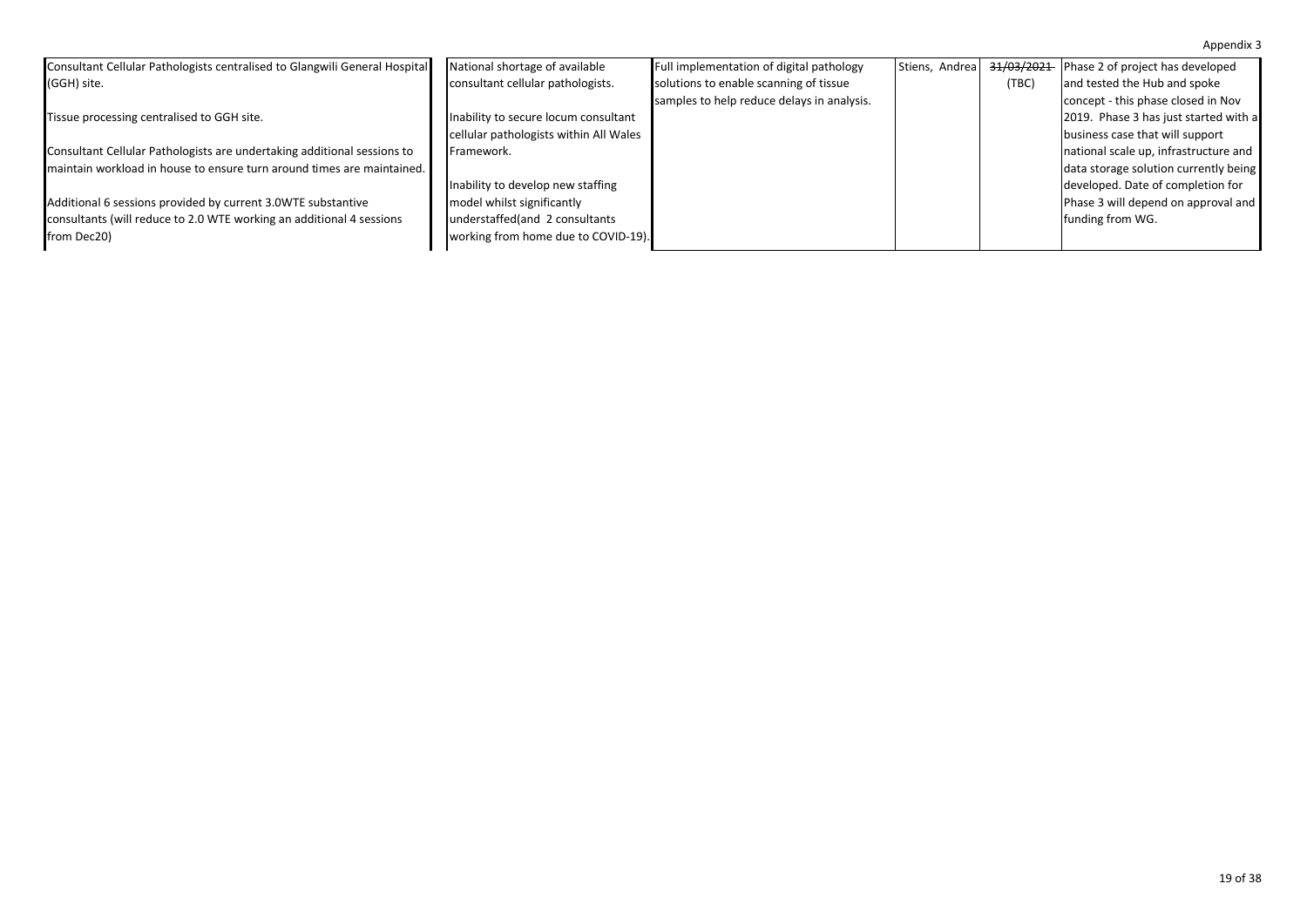Appendix 3

| | | | | | |
|---|---|---|---|---|---|
| Consultant Cellular Pathologists centralised to Glangwili General Hospital (GGH) site.<br><br>Tissue processing centralised to GGH site.<br><br>Consultant Cellular Pathologists are undertaking additional sessions to maintain workload in house to ensure turn around times are maintained.<br><br>Additional 6 sessions provided by current 3.0WTE substantive consultants (will reduce to 2.0 WTE working an additional 4 sessions from Dec20) | National shortage of available consultant cellular pathologists.<br><br>Inability to secure locum consultant cellular pathologists within All Wales Framework.<br><br>Inability to develop new staffing model whilst significantly understaffed(and 2 consultants working from home due to COVID-19). | Full implementation of digital pathology solutions to enable scanning of tissue samples to help reduce delays in analysis. | Stiens, Andrea | ~~31/03/2021~~ (TBC) | Phase 2 of project has developed and tested the Hub and spoke concept - this phase closed in Nov 2019. Phase 3 has just started with a business case that will support national scale up, infrastructure and data storage solution currently being developed. Date of completion for Phase 3 will depend on approval and funding from WG. |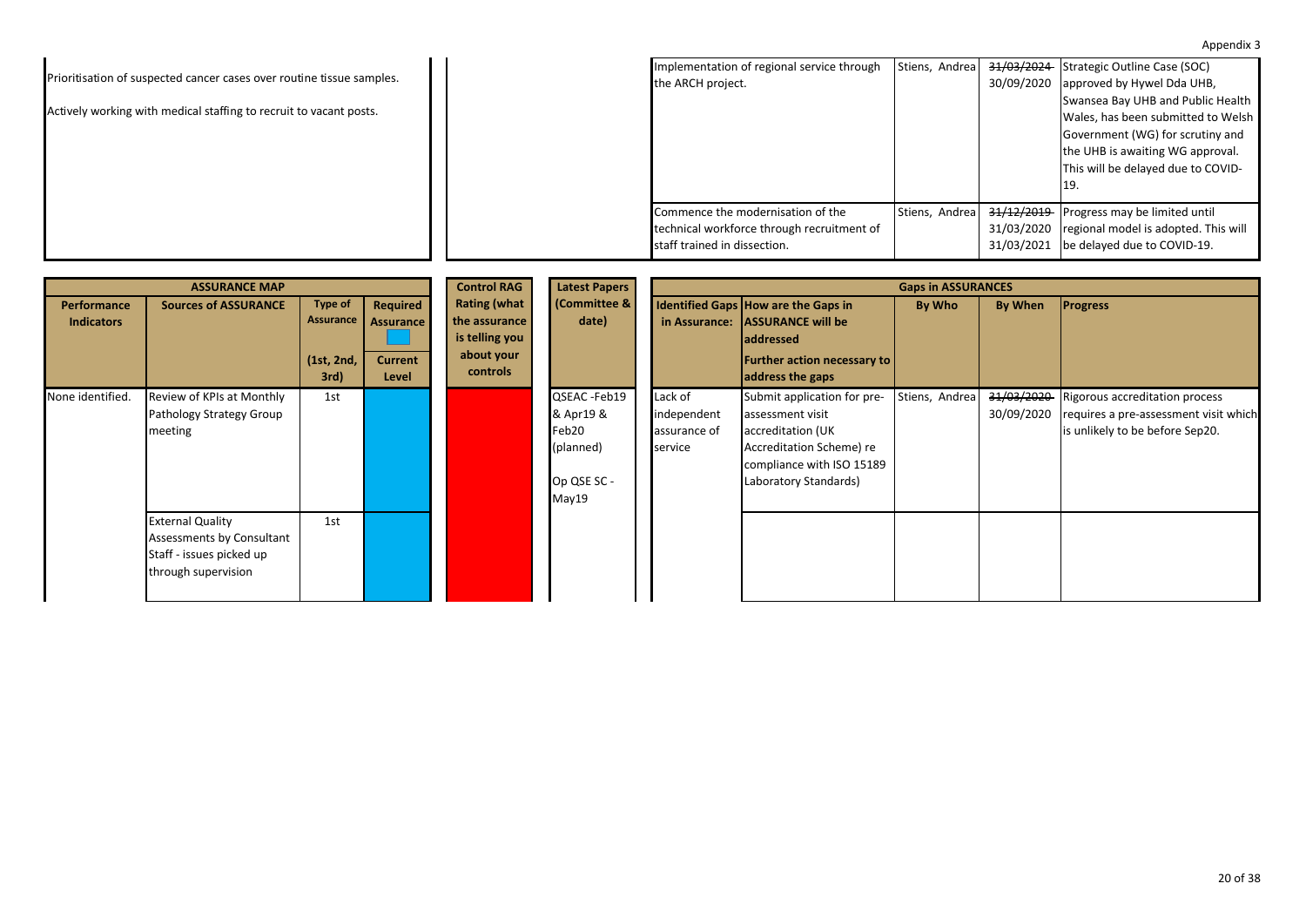Appendix 3

Prioritisation of suspected cancer cases over routine tissue samples.

Actively working with medical staffing to recruit to vacant posts.

| | | | |
|---|---|---|---|
| Implementation of regional service through the ARCH project. | Stiens, Andrea | ~~31/03/2024~~ 30/09/2020 | Strategic Outline Case (SOC) approved by Hywel Dda UHB, Swansea Bay UHB and Public Health Wales, has been submitted to Welsh Government (WG) for scrutiny and the UHB is awaiting WG approval. This will be delayed due to COVID-19. |
| Commence the modernisation of the technical workforce through recruitment of staff trained in dissection. | Stiens, Andrea | ~~31/12/2019~~ 31/03/2020 31/03/2021 | Progress may be limited until regional model is adopted. This will be delayed due to COVID-19. |

| ASSURANCE MAP | | | | Control RAG | Latest Papers | Gaps in ASSURANCES | | | | |
|---|---|---|---|---|---|---|---|---|---|---|
| Performance Indicators | Sources of ASSURANCE | Type of Assurance (1st, 2nd, 3rd) | Required Assurance / Current Level | Rating (what the assurance is telling you about your controls | Latest Papers (Committee & date) | Identified Gaps in Assurance: | How are the Gaps in ASSURANCE will be addressed / Further action necessary to address the gaps | By Who | By When | Progress |
| None identified. | Review of KPIs at Monthly Pathology Strategy Group meeting | 1st | | | QSEAC -Feb19 & Apr19 & Feb20 (planned) Op QSE SC - May19 | Lack of independent assurance of service | Submit application for pre-assessment visit accreditation (UK Accreditation Scheme) re compliance with ISO 15189 Laboratory Standards) | Stiens, Andrea | ~~31/03/2020~~ 30/09/2020 | Rigorous accreditation process requires a pre-assessment visit which is unlikely to be before Sep20. |
| | External Quality Assessments by Consultant Staff - issues picked up through supervision | 1st | | | | | | | | |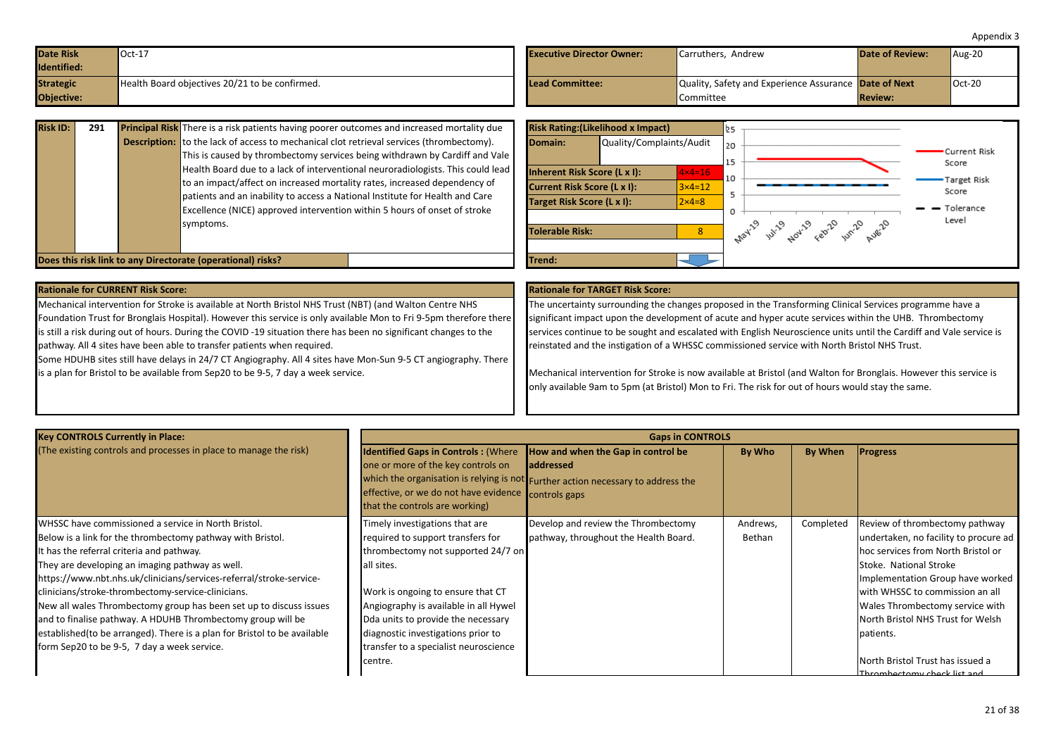Appendix 3

| Date Risk Identified: | Oct-17 | Executive Director Owner: | Carruthers, Andrew | Date of Review: | Aug-20 |
|---|---|---|---|---|---|
| Strategic Objective: | Health Board objectives 20/21 to be confirmed. | Lead Committee: | Quality, Safety and Experience Assurance Committee | Date of Next Review: | Oct-20 |

| Risk ID: | 291 | Principal Risk Description: | There is a risk patients having poorer outcomes and increased mortality due to the lack of access to mechanical clot retrieval services (thrombectomy). This is caused by thrombectomy services being withdrawn by Cardiff and Vale Health Board due to a lack of interventional neuroradiologists. This could lead to an impact/affect on increased mortality rates, increased dependency of patients and an inability to access a National Institute for Health and Care Excellence (NICE) approved intervention within 5 hours of onset of stroke symptoms. |
|---|---|---|---|

**Does this risk link to any Directorate (operational) risks?**

| Risk Rating:(Likelihood x Impact) | |
|---|---|
| Domain: | Quality/Complaints/Audit |
| Inherent Risk Score (L x I): | 4×4=16 |
| Current Risk Score (L x I): | 3×4=12 |
| Target Risk Score (L x I): | 2×4=8 |
| Tolerable Risk: | 8 |
| Trend: | |

Chart: Current Risk Score, Target Risk Score, Tolerance Level (May-19, Jul-19, Nov-19, Feb-20, Jun-20, Aug-20)

**Rationale for CURRENT Risk Score:**

Mechanical intervention for Stroke is available at North Bristol NHS Trust (NBT) (and Walton Centre NHS Foundation Trust for Bronglais Hospital). However this service is only available Mon to Fri 9-5pm therefore there is still a risk during out of hours. During the COVID -19 situation there has been no significant changes to the pathway. All 4 sites have been able to transfer patients when required.
Some HDUHB sites still have delays in 24/7 CT Angiography. All 4 sites have Mon-Sun 9-5 CT angiography. There is a plan for Bristol to be available from Sep20 to be 9-5, 7 day a week service.

**Rationale for TARGET Risk Score:**

The uncertainty surrounding the changes proposed in the Transforming Clinical Services programme have a significant impact upon the development of acute and hyper acute services within the UHB. Thrombectomy services continue to be sought and escalated with English Neuroscience units until the Cardiff and Vale service is reinstated and the instigation of a WHSSC commissioned service with North Bristol NHS Trust.

Mechanical intervention for Stroke is now available at Bristol (and Walton for Bronglais. However this service is only available 9am to 5pm (at Bristol) Mon to Fri. The risk for out of hours would stay the same.

| Key CONTROLS Currently in Place: (The existing controls and processes in place to manage the risk) | Gaps in CONTROLS: Identified Gaps in Controls : (Where one or more of the key controls on which the organisation is relying is not effective, or we do not have evidence that the controls are working) | How and when the Gap in control be addressed — Further action necessary to address the controls gaps | By Who | By When | Progress |
|---|---|---|---|---|---|
| WHSSC have commissioned a service in North Bristol.<br>Below is a link for the thrombectomy pathway with Bristol.<br>It has the referral criteria and pathway.<br>They are developing an imaging pathway as well.<br>https://www.nbt.nhs.uk/clinicians/services-referral/stroke-service-clinicians/stroke-thrombectomy-service-clinicians.<br>New all wales Thrombectomy group has been set up to discuss issues and to finalise pathway. A HDUHB Thrombectomy group will be established(to be arranged). There is a plan for Bristol to be available form Sep20 to be 9-5, 7 day a week service. | Timely investigations that are required to support transfers for thrombectomy not supported 24/7 on all sites.<br><br>Work is ongoing to ensure that CT Angiography is available in all Hywel Dda units to provide the necessary diagnostic investigations prior to transfer to a specialist neuroscience centre. | Develop and review the Thrombectomy pathway, throughout the Health Board. | Andrews, Bethan | Completed | Review of thrombectomy pathway undertaken, no facility to procure ad hoc services from North Bristol or Stoke. National Stroke Implementation Group have worked with WHSSC to commission an all Wales Thrombectomy service with North Bristol NHS Trust for Welsh patients.<br><br>North Bristol Trust has issued a Thrombectomy check list and |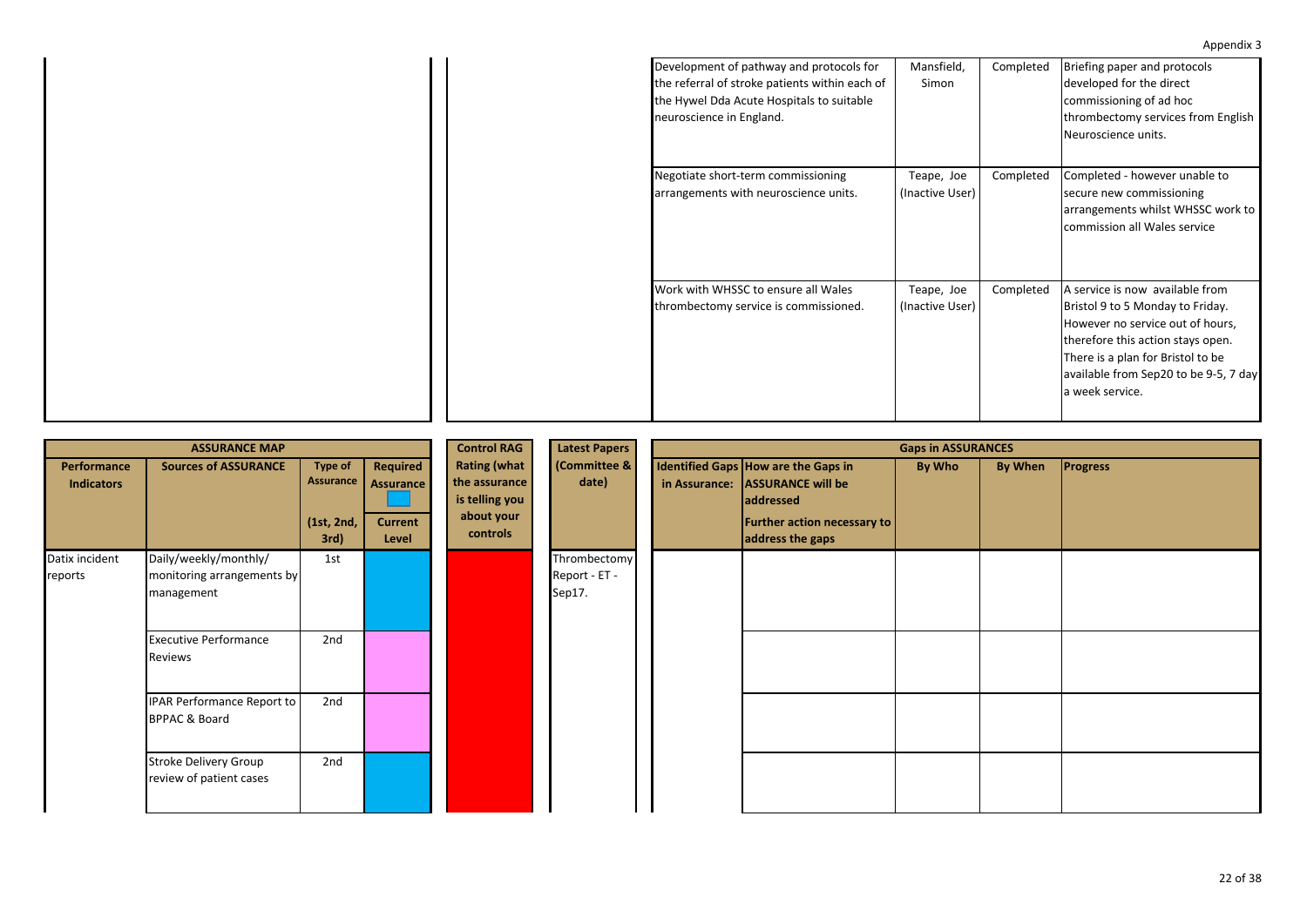Appendix 3

| | | Action | By Who | Status | Progress |
|---|---|---|---|---|---|
| | | Development of pathway and protocols for the referral of stroke patients within each of the Hywel Dda Acute Hospitals to suitable neuroscience in England. | Mansfield, Simon | Completed | Briefing paper and protocols developed for the direct commissioning of ad hoc thrombectomy services from English Neuroscience units. |
| | | Negotiate short-term commissioning arrangements with neuroscience units. | Teape, Joe (Inactive User) | Completed | Completed - however unable to secure new commissioning arrangements whilst WHSSC work to commission all Wales service |
| | | Work with WHSSC to ensure all Wales thrombectomy service is commissioned. | Teape, Joe (Inactive User) | Completed | A service is now available from Bristol 9 to 5 Monday to Friday. However no service out of hours, therefore this action stays open. There is a plan for Bristol to be available from Sep20 to be 9-5, 7 day a week service. |

| ASSURANCE MAP | | | | Control RAG Rating (what the assurance is telling you about your controls) | Latest Papers (Committee & date) | Gaps in ASSURANCES | | | | |
|---|---|---|---|---|---|---|---|---|---|---|
| Performance Indicators | Sources of ASSURANCE | Type of Assurance (1st, 2nd, 3rd) | Required Assurance / Current Level | | | Identified Gaps in Assurance: | How are the Gaps in ASSURANCE will be addressed / Further action necessary to address the gaps | By Who | By When | Progress |
| Datix incident reports | Daily/weekly/monthly/ monitoring arrangements by management | 1st | | Red | Thrombectomy Report - ET - Sep17. | | | | | |
| | Executive Performance Reviews | 2nd | | Red | | | | | | |
| | IPAR Performance Report to BPPAC & Board | 2nd | | Red | | | | | | |
| | Stroke Delivery Group review of patient cases | 2nd | | Red | | | | | | |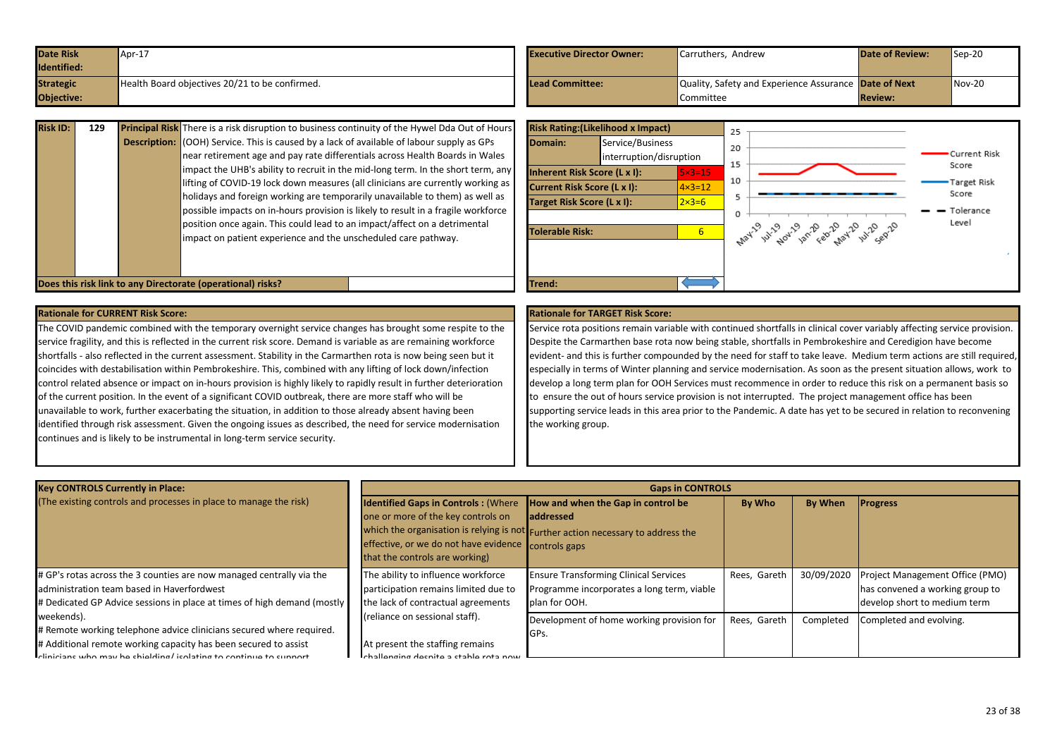| Date Risk Identified: | Apr-17 | Executive Director Owner: | Carruthers, Andrew | Date of Review: | Sep-20 |
|---|---|---|---|---|---|
| Strategic Objective: | Health Board objectives 20/21 to be confirmed. | Lead Committee: | Quality, Safety and Experience Assurance Committee | Date of Next Review: | Nov-20 |

| Risk ID: | 129 | Principal Risk Description: | There is a risk disruption to business continuity of the Hywel Dda Out of Hours (OOH) Service. This is caused by a lack of available of labour supply as GPs near retirement age and pay rate differentials across Health Boards in Wales impact the UHB's ability to recruit in the mid-long term. In the short term, any lifting of COVID-19 lock down measures (all clinicians are currently working as holidays and foreign working are temporarily unavailable to them) as well as possible impacts on in-hours provision is likely to result in a fragile workforce position once again. This could lead to an impact/affect on a detrimental impact on patient experience and the unscheduled care pathway. |
|---|---|---|---|

**Does this risk link to any Directorate (operational) risks?**

| Risk Rating:(Likelihood x Impact) | |
|---|---|
| Domain: | Service/Business interruption/disruption |
| Inherent Risk Score (L x I): | 5×3=15 |
| Current Risk Score (L x I): | 4×3=12 |
| Target Risk Score (L x I): | 2×3=6 |
| Tolerable Risk: | 6 |
| Trend: | ⟷ |

**Rationale for CURRENT Risk Score:**

The COVID pandemic combined with the temporary overnight service changes has brought some respite to the service fragility, and this is reflected in the current risk score. Demand is variable as are remaining workforce shortfalls - also reflected in the current assessment. Stability in the Carmarthen rota is now being seen but it coincides with destabilisation within Pembrokeshire. This, combined with any lifting of lock down/infection control related absence or impact on in-hours provision is highly likely to rapidly result in further deterioration of the current position. In the event of a significant COVID outbreak, there are more staff who will be unavailable to work, further exacerbating the situation, in addition to those already absent having been identified through risk assessment. Given the ongoing issues as described, the need for service modernisation continues and is likely to be instrumental in long-term service security.

**Rationale for TARGET Risk Score:**

Service rota positions remain variable with continued shortfalls in clinical cover variably affecting service provision. Despite the Carmarthen base rota now being stable, shortfalls in Pembrokeshire and Ceredigion have become evident- and this is further compounded by the need for staff to take leave. Medium term actions are still required, especially in terms of Winter planning and service modernisation. As soon as the present situation allows, work to develop a long term plan for OOH Services must recommence in order to reduce this risk on a permanent basis so to ensure the out of hours service provision is not interrupted. The project management office has been supporting service leads in this area prior to the Pandemic. A date has yet to be secured in relation to reconvening the working group.

| Key CONTROLS Currently in Place: (The existing controls and processes in place to manage the risk) | Identified Gaps in Controls : (Where one or more of the key controls on which the organisation is relying is not effective, or we do not have evidence that the controls are working) | How and when the Gap in control be addressed Further action necessary to address the controls gaps | By Who | By When | Progress |
|---|---|---|---|---|---|
| # GP's rotas across the 3 counties are now managed centrally via the administration team based in Haverfordwest<br># Dedicated GP Advice sessions in place at times of high demand (mostly weekends).<br># Remote working telephone advice clinicians secured where required.<br># Additional remote working capacity has been secured to assist clinicians who may be shielding/ isolating to continue to support | The ability to influence workforce participation remains limited due to the lack of contractual agreements (reliance on sessional staff).<br><br>At present the staffing remains challenging despite a stable rota now | Ensure Transforming Clinical Services Programme incorporates a long term, viable plan for OOH. | Rees, Gareth | 30/09/2020 | Project Management Office (PMO) has convened a working group to develop short to medium term |
| | | Development of home working provision for GPs. | Rees, Gareth | Completed | Completed and evolving. |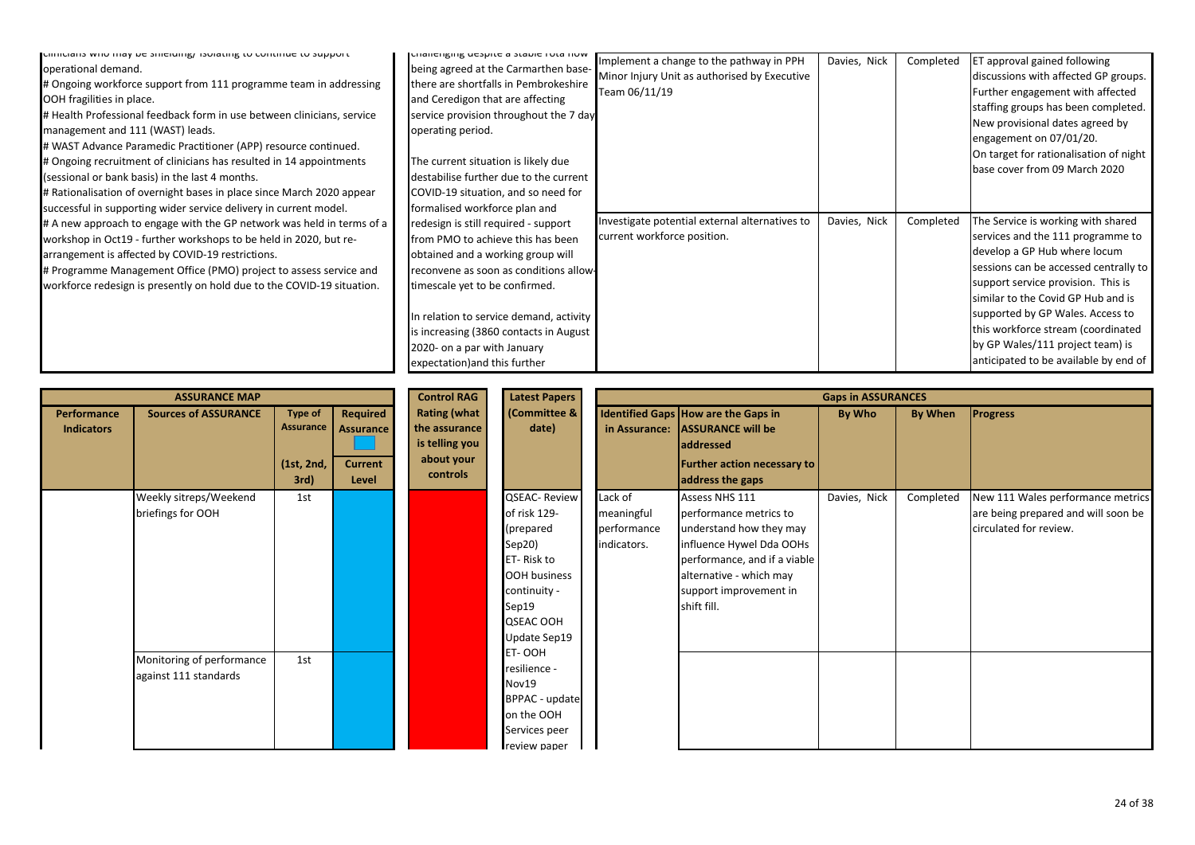| | | | | | |
|---|---|---|---|---|---|
| clinicians who may be shielding/ isolating to continue to support operational demand.<br># Ongoing workforce support from 111 programme team in addressing OOH fragilities in place.<br># Health Professional feedback form in use between clinicians, service management and 111 (WAST) leads.<br># WAST Advance Paramedic Practitioner (APP) resource continued.<br># Ongoing recruitment of clinicians has resulted in 14 appointments (sessional or bank basis) in the last 4 months.<br># Rationalisation of overnight bases in place since March 2020 appear successful in supporting wider service delivery in current model.<br># A new approach to engage with the GP network was held in terms of a workshop in Oct19 - further workshops to be held in 2020, but re-arrangement is affected by COVID-19 restrictions.<br># Programme Management Office (PMO) project to assess service and workforce redesign is presently on hold due to the COVID-19 situation. | challenging despite a stable rota now being agreed at the Carmarthen base- there are shortfalls in Pembrokeshire and Ceredigon that are affecting service provision throughout the 7 day operating period.<br><br>The current situation is likely due destabilise further due to the current COVID-19 situation, and so need for formalised workforce plan and redesign is still required - support from PMO to achieve this has been obtained and a working group will reconvene as soon as conditions allow- timescale yet to be confirmed.<br><br>In relation to service demand, activity is increasing (3860 contacts in August 2020- on a par with January expectation)and this further | Implement a change to the pathway in PPH Minor Injury Unit as authorised by Executive Team 06/11/19 | Davies, Nick | Completed | ET approval gained following discussions with affected GP groups. Further engagement with affected staffing groups has been completed. New provisional dates agreed by engagement on 07/01/20. On target for rationalisation of night base cover from 09 March 2020 |
| | | Investigate potential external alternatives to current workforce position. | Davies, Nick | Completed | The Service is working with shared services and the 111 programme to develop a GP Hub where locum sessions can be accessed centrally to support service provision. This is similar to the Covid GP Hub and is supported by GP Wales. Access to this workforce stream (coordinated by GP Wales/111 project team) is anticipated to be available by end of |

| ASSURANCE MAP | | | | Control RAG | Latest Papers | Gaps in ASSURANCES | | | | |
|---|---|---|---|---|---|---|---|---|---|---|
| Performance Indicators | Sources of ASSURANCE | Type of Assurance (1st, 2nd, 3rd) | Required Assurance / Current Level | Rating (what the assurance is telling you about your controls | (Committee & date) | Identified Gaps in Assurance: | How are the Gaps in ASSURANCE will be addressed / Further action necessary to address the gaps | By Who | By When | Progress |
| | Weekly sitreps/Weekend briefings for OOH | 1st | | | QSEAC- Review of risk 129- (prepared Sep20)<br>ET- Risk to OOH business continuity - Sep19<br>QSEAC OOH Update Sep19<br>ET- OOH resilience - Nov19<br>BPPAC - update on the OOH Services peer review paper | Lack of meaningful performance indicators. | Assess NHS 111 performance metrics to understand how they may influence Hywel Dda OOHs performance, and if a viable alternative - which may support improvement in shift fill. | Davies, Nick | Completed | New 111 Wales performance metrics are being prepared and will soon be circulated for review. |
| | Monitoring of performance against 111 standards | 1st | | | | | | | | |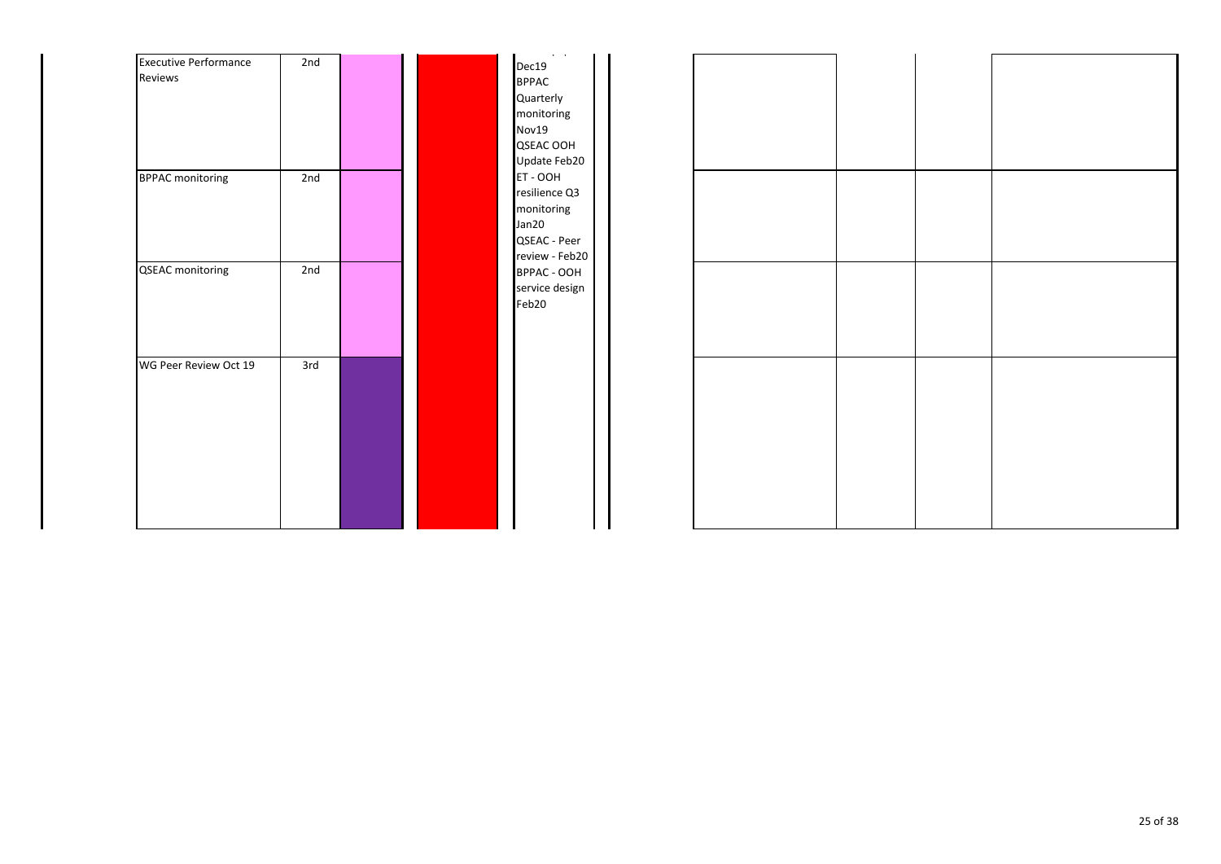| | | | | | | | | |
|---|---|---|---|---|---|---|---|---|
| Executive Performance Reviews | 2nd | | | Dec19 BPPAC Quarterly monitoring Nov19 QSEAC OOH Update Feb20 ET - OOH resilience Q3 monitoring Jan20 QSEAC - Peer review - Feb20 BPPAC - OOH service design Feb20 | | | | |
| BPPAC monitoring | 2nd | | | | | | | |
| QSEAC monitoring | 2nd | | | | | | | |
| WG Peer Review Oct 19 | 3rd | | | | | | | |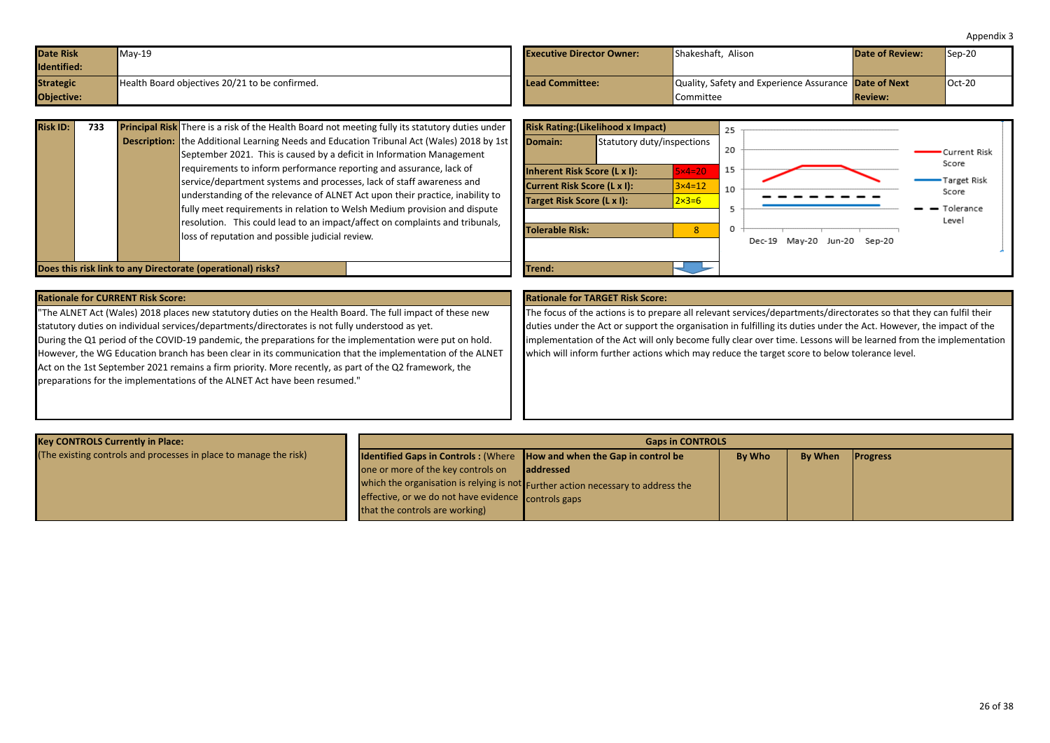Appendix 3

| Date Risk Identified: | May-19 | Executive Director Owner: | Shakeshaft, Alison | Date of Review: | Sep-20 |
|---|---|---|---|---|---|
| Strategic Objective: | Health Board objectives 20/21 to be confirmed. | Lead Committee: | Quality, Safety and Experience Assurance Committee | Date of Next Review: | Oct-20 |

| Risk ID: | 733 | Principal Risk Description: | There is a risk of the Health Board not meeting fully its statutory duties under the Additional Learning Needs and Education Tribunal Act (Wales) 2018 by 1st September 2021. This is caused by a deficit in Information Management requirements to inform performance reporting and assurance, lack of service/department systems and processes, lack of staff awareness and understanding of the relevance of ALNET Act upon their practice, inability to fully meet requirements in relation to Welsh Medium provision and dispute resolution. This could lead to an impact/affect on complaints and tribunals, loss of reputation and possible judicial review. |
|---|---|---|---|

**Does this risk link to any Directorate (operational) risks?**

| Risk Rating:(Likelihood x Impact) | |
|---|---|
| Domain: | Statutory duty/inspections |
| Inherent Risk Score (L x I): | 5×4=20 |
| Current Risk Score (L x I): | 3×4=12 |
| Target Risk Score (L x I): | 2×3=6 |
| Tolerable Risk: | 8 |
| Trend: | |

Chart: Current Risk Score, Target Risk Score and Tolerance Level over Dec-19, May-20, Jun-20, Sep-20 (y-axis 0–25).

**Rationale for CURRENT Risk Score:**

"The ALNET Act (Wales) 2018 places new statutory duties on the Health Board. The full impact of these new statutory duties on individual services/departments/directorates is not fully understood as yet.
During the Q1 period of the COVID-19 pandemic, the preparations for the implementation were put on hold. However, the WG Education branch has been clear in its communication that the implementation of the ALNET Act on the 1st September 2021 remains a firm priority. More recently, as part of the Q2 framework, the preparations for the implementations of the ALNET Act have been resumed."

**Rationale for TARGET Risk Score:**

The focus of the actions is to prepare all relevant services/departments/directorates so that they can fulfil their duties under the Act or support the organisation in fulfilling its duties under the Act. However, the impact of the implementation of the Act will only become fully clear over time. Lessons will be learned from the implementation which will inform further actions which may reduce the target score to below tolerance level.

| Key CONTROLS Currently in Place: (The existing controls and processes in place to manage the risk) | Identified Gaps in Controls : (Where one or more of the key controls on which the organisation is relying is not effective, or we do not have evidence that the controls are working) | How and when the Gap in control be addressed Further action necessary to address the controls gaps | By Who | By When | Progress |
|---|---|---|---|---|---|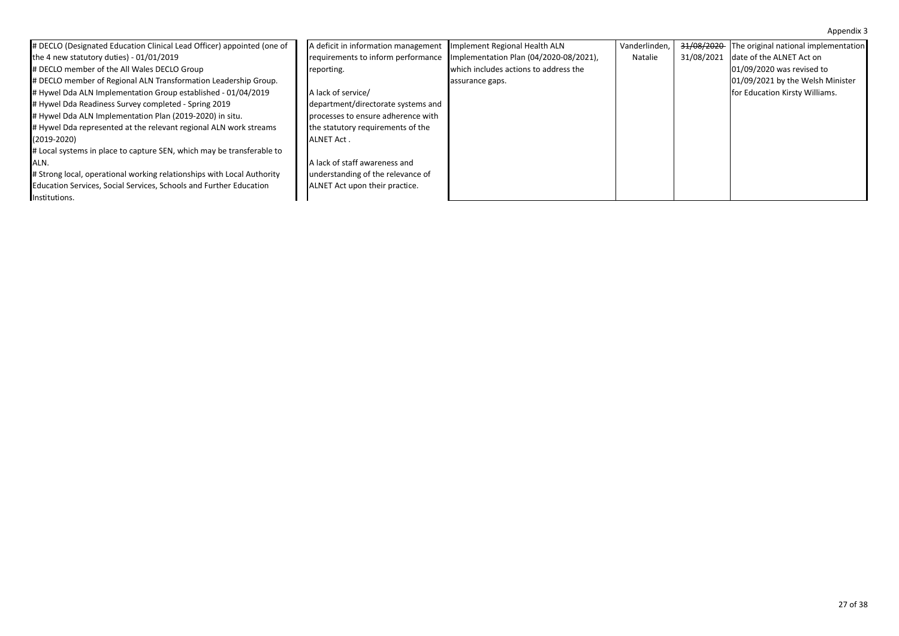Appendix 3

| | | | | | |
|---|---|---|---|---|---|
| # DECLO (Designated Education Clinical Lead Officer) appointed (one of the 4 new statutory duties) - 01/01/2019<br># DECLO member of the All Wales DECLO Group<br># DECLO member of Regional ALN Transformation Leadership Group.<br># Hywel Dda ALN Implementation Group established - 01/04/2019<br># Hywel Dda Readiness Survey completed - Spring 2019<br># Hywel Dda ALN Implementation Plan (2019-2020) in situ.<br># Hywel Dda represented at the relevant regional ALN work streams (2019-2020)<br># Local systems in place to capture SEN, which may be transferable to ALN.<br># Strong local, operational working relationships with Local Authority Education Services, Social Services, Schools and Further Education Institutions. | A deficit in information management requirements to inform performance reporting.<br><br>A lack of service/ department/directorate systems and processes to ensure adherence with the statutory requirements of the ALNET Act .<br><br>A lack of staff awareness and understanding of the relevance of ALNET Act upon their practice. | Implement Regional Health ALN Implementation Plan (04/2020-08/2021), which includes actions to address the assurance gaps. | Vanderlinden, Natalie | ~~31/08/2020~~ 31/08/2021 | The original national implementation date of the ALNET Act on 01/09/2020 was revised to 01/09/2021 by the Welsh Minister for Education Kirsty Williams. |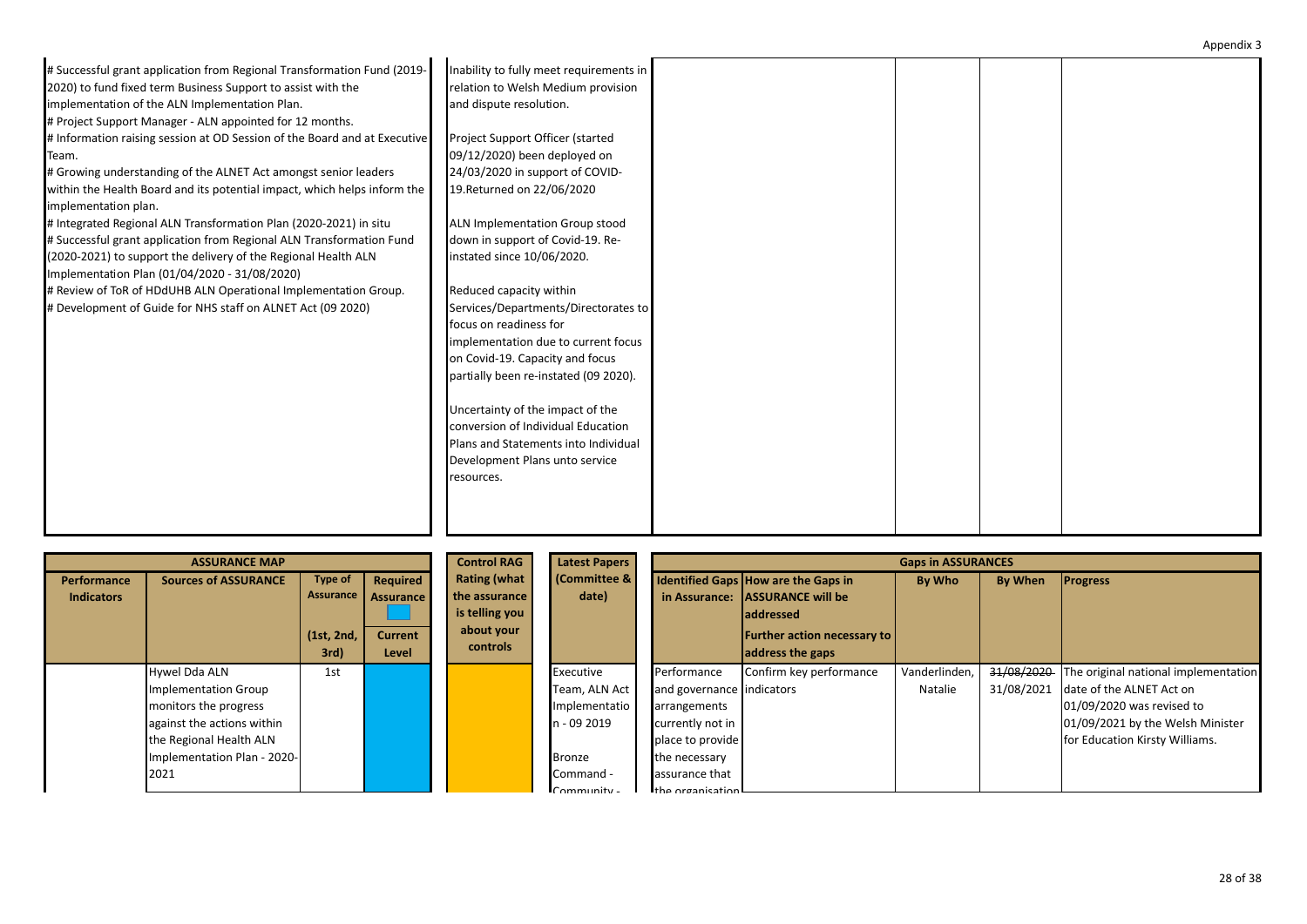| | | | | |
|---|---|---|---|---|
| # Successful grant application from Regional Transformation Fund (2019-2020) to fund fixed term Business Support to assist with the implementation of the ALN Implementation Plan.<br># Project Support Manager - ALN appointed for 12 months.<br># Information raising session at OD Session of the Board and at Executive Team.<br># Growing understanding of the ALNET Act amongst senior leaders within the Health Board and its potential impact, which helps inform the implementation plan.<br># Integrated Regional ALN Transformation Plan (2020-2021) in situ<br># Successful grant application from Regional ALN Transformation Fund (2020-2021) to support the delivery of the Regional Health ALN Implementation Plan (01/04/2020 - 31/08/2020)<br># Review of ToR of HDdUHB ALN Operational Implementation Group.<br># Development of Guide for NHS staff on ALNET Act (09 2020) | Inability to fully meet requirements in relation to Welsh Medium provision and dispute resolution.<br><br>Project Support Officer (started 09/12/2020) been deployed on 24/03/2020 in support of COVID-19.Returned on 22/06/2020<br><br>ALN Implementation Group stood down in support of Covid-19. Re-instated since 10/06/2020.<br><br>Reduced capacity within Services/Departments/Directorates to focus on readiness for implementation due to current focus on Covid-19. Capacity and focus partially been re-instated (09 2020).<br><br>Uncertainty of the impact of the conversion of Individual Education Plans and Statements into Individual Development Plans unto service resources. | | | |

| ASSURANCE MAP | | | | Control RAG Rating (what the assurance is telling you about your controls | Latest Papers (Committee & date) | Gaps in ASSURANCES | | | | |
|---|---|---|---|---|---|---|---|---|---|---|
| Performance Indicators | Sources of ASSURANCE | Type of Assurance<br><br>(1st, 2nd, 3rd) | Required Assurance<br><br>Current Level | | | Identified Gaps in Assurance: | How are the Gaps in ASSURANCE will be addressed<br><br>Further action necessary to address the gaps | By Who | By When | Progress |
| | Hywel Dda ALN Implementation Group monitors the progress against the actions within the Regional Health ALN Implementation Plan - 2020-2021 | 1st | | | Executive Team, ALN Act Implementation - 09 2019<br><br>Bronze Command - Community - | Performance and governance arrangements currently not in place to provide the necessary assurance that the organisation | Confirm key performance indicators | Vanderlinden, Natalie | ~~31/08/2020~~ 31/08/2021 | The original national implementation date of the ALNET Act on 01/09/2020 was revised to 01/09/2021 by the Welsh Minister for Education Kirsty Williams. |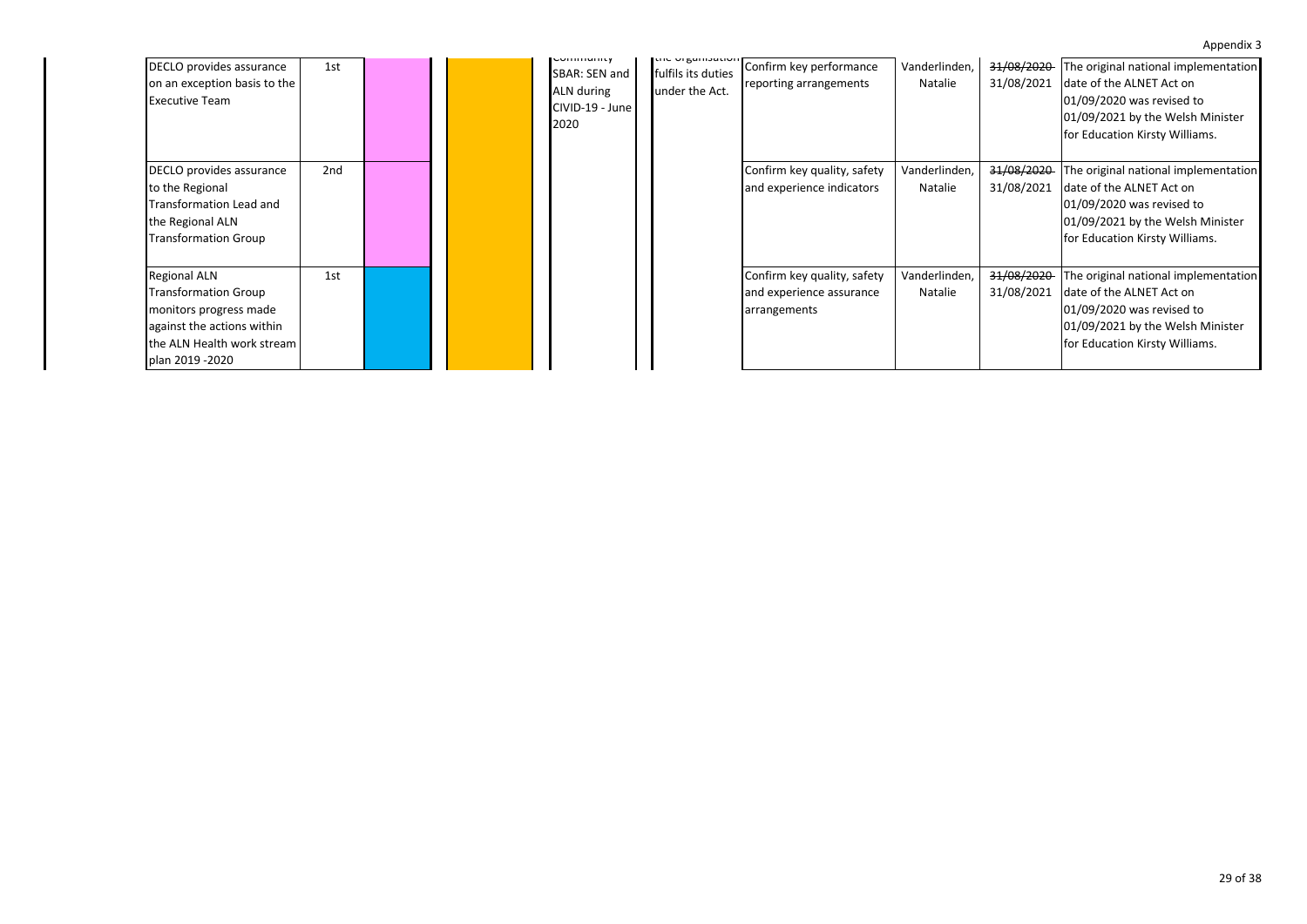| | | | | | | | | | |
|---|---|---|---|---|---|---|---|---|---|
| DECLO provides assurance on an exception basis to the Executive Team | 1st | | | Community SBAR: SEN and ALN during CIVID-19 - June 2020 | the organisation fulfils its duties under the Act. | Confirm key performance reporting arrangements | Vanderlinden, Natalie | ~~31/08/2020~~ 31/08/2021 | The original national implementation date of the ALNET Act on 01/09/2020 was revised to 01/09/2021 by the Welsh Minister for Education Kirsty Williams. |
| DECLO provides assurance to the Regional Transformation Lead and the Regional ALN Transformation Group | 2nd | | | | | Confirm key quality, safety and experience indicators | Vanderlinden, Natalie | ~~31/08/2020~~ 31/08/2021 | The original national implementation date of the ALNET Act on 01/09/2020 was revised to 01/09/2021 by the Welsh Minister for Education Kirsty Williams. |
| Regional ALN Transformation Group monitors progress made against the actions within the ALN Health work stream plan 2019 -2020 | 1st | | | | | Confirm key quality, safety and experience assurance arrangements | Vanderlinden, Natalie | ~~31/08/2020~~ 31/08/2021 | The original national implementation date of the ALNET Act on 01/09/2020 was revised to 01/09/2021 by the Welsh Minister for Education Kirsty Williams. |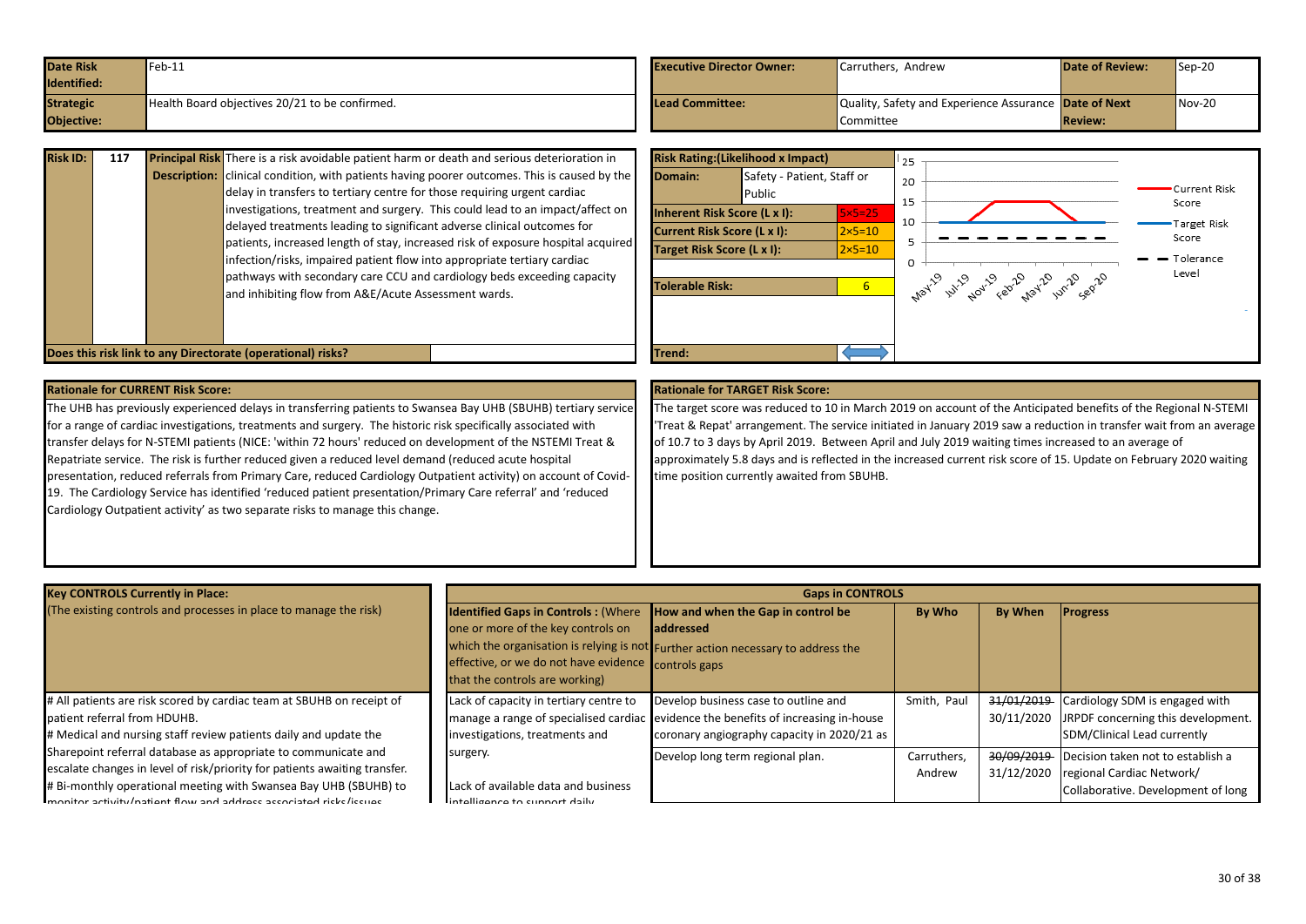| Date Risk Identified: | Feb-11 | Executive Director Owner: | Carruthers, Andrew | Date of Review: | Sep-20 |
|---|---|---|---|---|---|
| **Strategic Objective:** | Health Board objectives 20/21 to be confirmed. | **Lead Committee:** | Quality, Safety and Experience Assurance Committee | **Date of Next Review:** | Nov-20 |

| Risk ID: | 117 | Principal Risk Description: | There is a risk avoidable patient harm or death and serious deterioration in clinical condition, with patients having poorer outcomes. This is caused by the delay in transfers to tertiary centre for those requiring urgent cardiac investigations, treatment and surgery. This could lead to an impact/affect on delayed treatments leading to significant adverse clinical outcomes for patients, increased length of stay, increased risk of exposure hospital acquired infection/risks, impaired patient flow into appropriate tertiary cardiac pathways with secondary care CCU and cardiology beds exceeding capacity and inhibiting flow from A&E/Acute Assessment wards. |
|---|---|---|---|

**Does this risk link to any Directorate (operational) risks?**

| Risk Rating:(Likelihood x Impact) | | |
|---|---|---|
| **Domain:** | Safety - Patient, Staff or Public | |
| **Inherent Risk Score (L x I):** | | 5×5=25 |
| **Current Risk Score (L x I):** | | 2×5=10 |
| **Target Risk Score (L x I):** | | 2×5=10 |
| **Tolerable Risk:** | | 6 |
| **Trend:** | | |

Chart: Current Risk Score, Target Risk Score, Tolerance Level (May-19, Jul-19, Nov-19, Feb-20, May-20, Jun-20, Sep-20)

**Rationale for CURRENT Risk Score:**

The UHB has previously experienced delays in transferring patients to Swansea Bay UHB (SBUHB) tertiary service for a range of cardiac investigations, treatments and surgery. The historic risk specifically associated with transfer delays for N-STEMI patients (NICE: 'within 72 hours' reduced on development of the NSTEMI Treat & Repatriate service. The risk is further reduced given a reduced level demand (reduced acute hospital presentation, reduced referrals from Primary Care, reduced Cardiology Outpatient activity) on account of Covid-19. The Cardiology Service has identified 'reduced patient presentation/Primary Care referral' and 'reduced Cardiology Outpatient activity' as two separate risks to manage this change.

**Rationale for TARGET Risk Score:**

The target score was reduced to 10 in March 2019 on account of the Anticipated benefits of the Regional N-STEMI 'Treat & Repat' arrangement. The service initiated in January 2019 saw a reduction in transfer wait from an average of 10.7 to 3 days by April 2019. Between April and July 2019 waiting times increased to an average of approximately 5.8 days and is reflected in the increased current risk score of 15. Update on February 2020 waiting time position currently awaited from SBUHB.

| Key CONTROLS Currently in Place: (The existing controls and processes in place to manage the risk) | Identified Gaps in Controls : (Where one or more of the key controls on which the organisation is relying is not effective, or we do not have evidence that the controls are working) | How and when the Gap in control be addressed. Further action necessary to address the controls gaps | By Who | By When | Progress |
|---|---|---|---|---|---|
| # All patients are risk scored by cardiac team at SBUHB on receipt of patient referral from HDUHB.<br># Medical and nursing staff review patients daily and update the Sharepoint referral database as appropriate to communicate and escalate changes in level of risk/priority for patients awaiting transfer.<br># Bi-monthly operational meeting with Swansea Bay UHB (SBUHB) to monitor activity/patient flow and address associated risks/issues | Lack of capacity in tertiary centre to manage a range of specialised cardiac investigations, treatments and surgery.<br><br>Lack of available data and business intelligence to support daily | Develop business case to outline and evidence the benefits of increasing in-house coronary angiography capacity in 2020/21 as | Smith, Paul | ~~31/01/2019~~ 30/11/2020 | Cardiology SDM is engaged with JRPDF concerning this development. SDM/Clinical Lead currently |
| | | Develop long term regional plan. | Carruthers, Andrew | ~~30/09/2019~~ 31/12/2020 | Decision taken not to establish a regional Cardiac Network/ Collaborative. Development of long |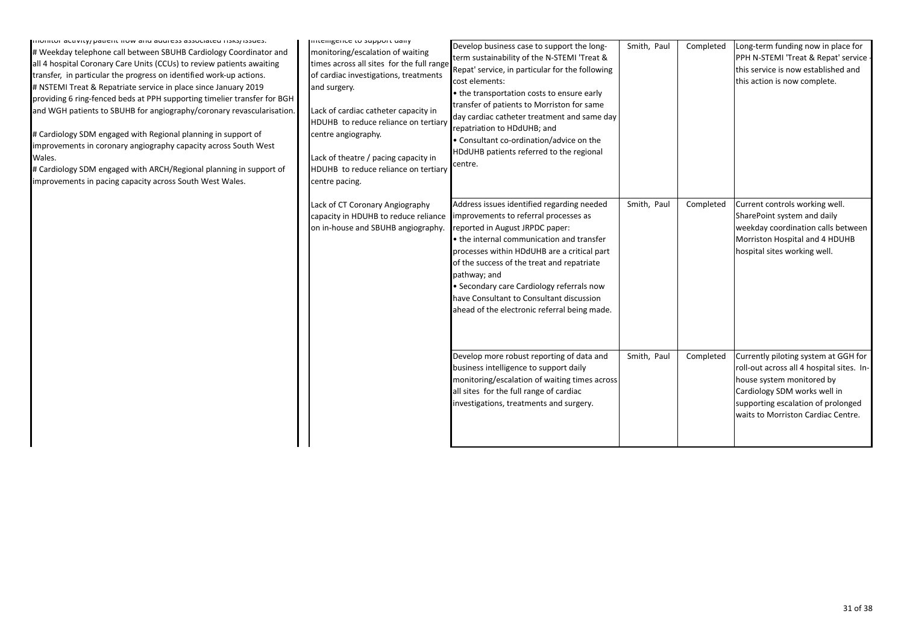| | | | | | |
|---|---|---|---|---|---|
| monitor activity/patient flow and address associated risks/issues.<br># Weekday telephone call between SBUHB Cardiology Coordinator and all 4 hospital Coronary Care Units (CCUs) to review patients awaiting transfer, in particular the progress on identified work-up actions.<br># NSTEMI Treat & Repatriate service in place since January 2019 providing 6 ring-fenced beds at PPH supporting timelier transfer for BGH and WGH patients to SBUHB for angiography/coronary revascularisation.<br><br># Cardiology SDM engaged with Regional planning in support of improvements in coronary angiography capacity across South West Wales.<br># Cardiology SDM engaged with ARCH/Regional planning in support of improvements in pacing capacity across South West Wales. | intelligence to support daily monitoring/escalation of waiting times across all sites for the full range of cardiac investigations, treatments and surgery.<br><br>Lack of cardiac catheter capacity in HDUHB to reduce reliance on tertiary centre angiography.<br><br>Lack of theatre / pacing capacity in HDUHB to reduce reliance on tertiary centre pacing.<br><br>Lack of CT Coronary Angiography capacity in HDUHB to reduce reliance on in-house and SBUHB angiography. | Develop business case to support the long-term sustainability of the N-STEMI 'Treat & Repat' service, in particular for the following cost elements:<br>• the transportation costs to ensure early transfer of patients to Morriston for same day cardiac catheter treatment and same day repatriation to HDdUHB; and<br>• Consultant co-ordination/advice on the HDdUHB patients referred to the regional centre. | Smith, Paul | Completed | Long-term funding now in place for PPH N-STEMI 'Treat & Repat' service - this service is now established and this action is now complete. |
| | | Address issues identified regarding needed improvements to referral processes as reported in August JRPDC paper:<br>• the internal communication and transfer processes within HDdUHB are a critical part of the success of the treat and repatriate pathway; and<br>• Secondary care Cardiology referrals now have Consultant to Consultant discussion ahead of the electronic referral being made. | Smith, Paul | Completed | Current controls working well. SharePoint system and daily weekday coordination calls between Morriston Hospital and 4 HDUHB hospital sites working well. |
| | | Develop more robust reporting of data and business intelligence to support daily monitoring/escalation of waiting times across all sites for the full range of cardiac investigations, treatments and surgery. | Smith, Paul | Completed | Currently piloting system at GGH for roll-out across all 4 hospital sites. In-house system monitored by Cardiology SDM works well in supporting escalation of prolonged waits to Morriston Cardiac Centre. |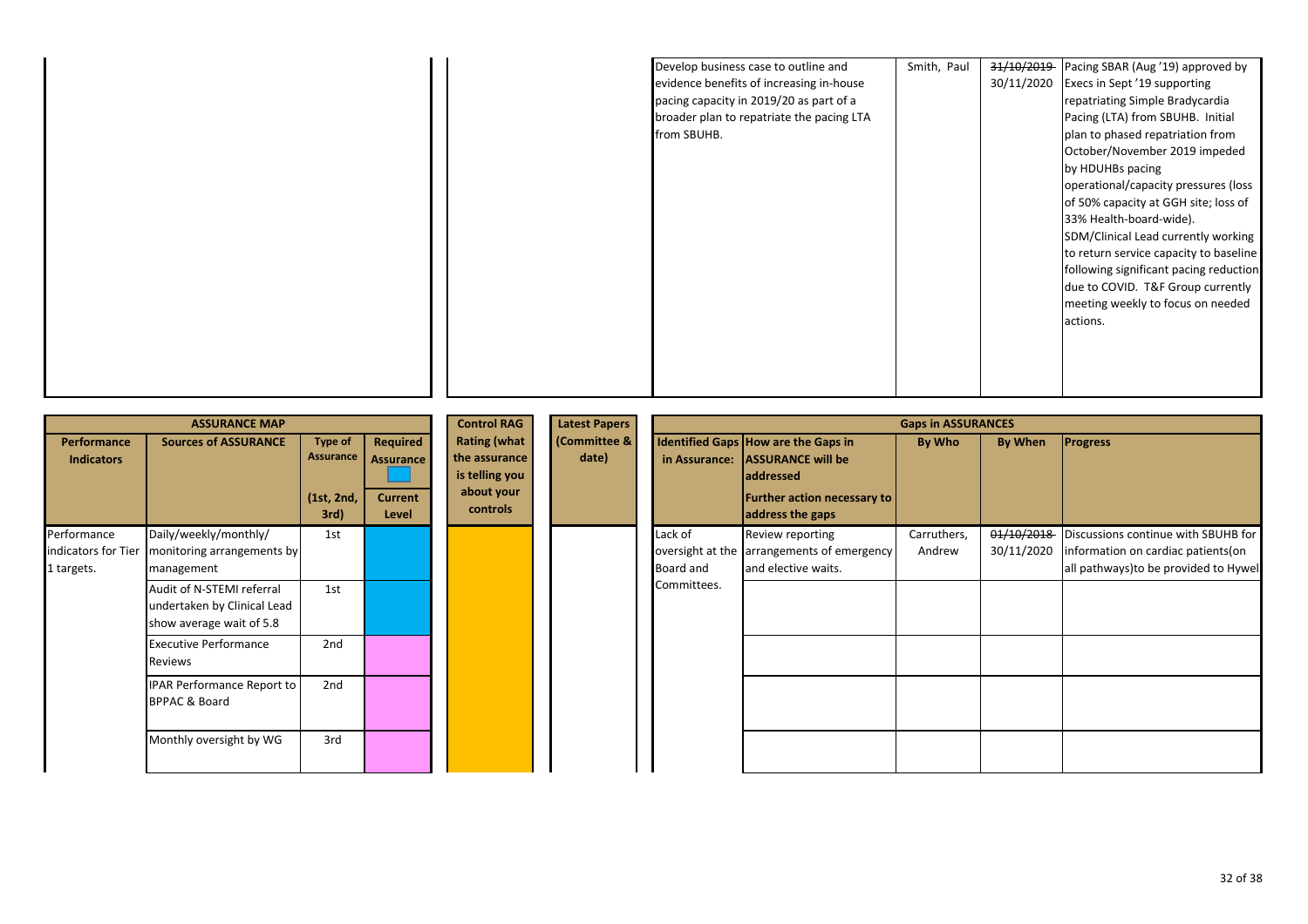| | | | | | |
|---|---|---|---|---|---|
| | | Develop business case to outline and evidence benefits of increasing in-house pacing capacity in 2019/20 as part of a broader plan to repatriate the pacing LTA from SBUHB. | Smith, Paul | ~~31/10/2019~~ 30/11/2020 | Pacing SBAR (Aug '19) approved by Execs in Sept '19 supporting repatriating Simple Bradycardia Pacing (LTA) from SBUHB. Initial plan to phased repatriation from October/November 2019 impeded by HDUHBs pacing operational/capacity pressures (loss of 50% capacity at GGH site; loss of 33% Health-board-wide). SDM/Clinical Lead currently working to return service capacity to baseline following significant pacing reduction due to COVID. T&F Group currently meeting weekly to focus on needed actions. |

| ASSURANCE MAP | | | | Control RAG | Latest Papers | Gaps in ASSURANCES | | | | |
|---|---|---|---|---|---|---|---|---|---|---|
| Performance Indicators | Sources of ASSURANCE | Type of Assurance (1st, 2nd, 3rd) | Required Assurance / Current Level | Rating (what the assurance is telling you about your controls | (Committee & date) | Identified Gaps in Assurance: | How are the Gaps in ASSURANCE will be addressed / Further action necessary to address the gaps | By Who | By When | Progress |
| Performance indicators for Tier 1 targets. | Daily/weekly/monthly/ monitoring arrangements by management | 1st | | | | Lack of oversight at the Board and Committees. | Review reporting arrangements of emergency and elective waits. | Carruthers, Andrew | ~~01/10/2018~~ 30/11/2020 | Discussions continue with SBUHB for information on cardiac patients(on all pathways)to be provided to Hywel |
| | Audit of N-STEMI referral undertaken by Clinical Lead show average wait of 5.8 | 1st | | | | | | | | |
| | Executive Performance Reviews | 2nd | | | | | | | | |
| | IPAR Performance Report to BPPAC & Board | 2nd | | | | | | | | |
| | Monthly oversight by WG | 3rd | | | | | | | | |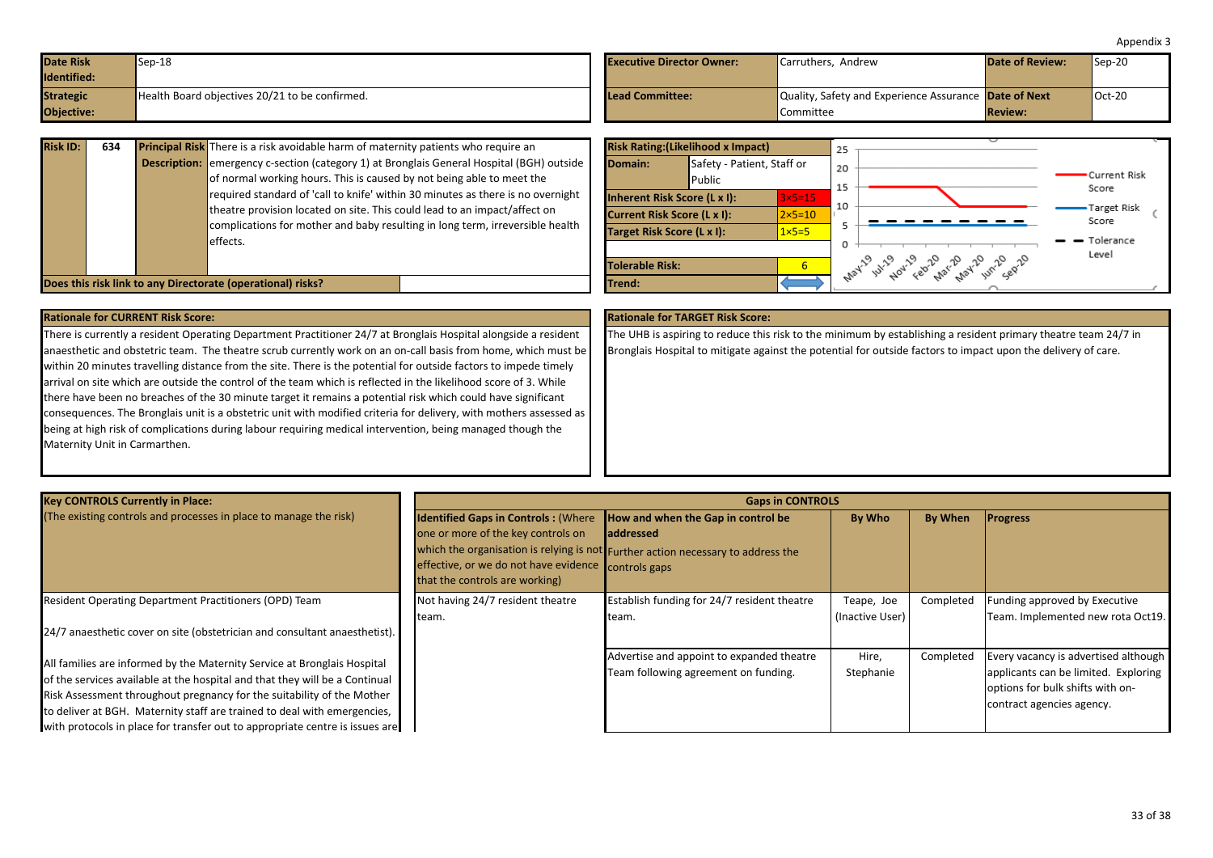Appendix 3

| Date Risk Identified: | Sep-18 | Executive Director Owner: | Carruthers, Andrew | Date of Review: | Sep-20 |
|---|---|---|---|---|---|
| Strategic Objective: | Health Board objectives 20/21 to be confirmed. | Lead Committee: | Quality, Safety and Experience Assurance Committee | Date of Next Review: | Oct-20 |

| Risk ID: | 634 | Principal Risk Description: | There is a risk avoidable harm of maternity patients who require an emergency c-section (category 1) at Bronglais General Hospital (BGH) outside of normal working hours. This is caused by not being able to meet the required standard of 'call to knife' within 30 minutes as there is no overnight theatre provision located on site. This could lead to an impact/affect on complications for mother and baby resulting in long term, irreversible health effects. |
|---|---|---|---|

**Does this risk link to any Directorate (operational) risks?**

| Risk Rating:(Likelihood x Impact) | |
|---|---|
| Domain: | Safety - Patient, Staff or Public |
| Inherent Risk Score (L x I): | 3×5=15 |
| Current Risk Score (L x I): | 2×5=10 |
| Target Risk Score (L x I): | 1×5=5 |
| Tolerable Risk: | 6 |
| Trend: | ⟷ |

Chart: Current Risk Score, Target Risk Score, Tolerance Level (May-19, Jul-19, Nov-19, Feb-20, Mar-20, May-20, Jun-20, Sep-20)

**Rationale for CURRENT Risk Score:**

There is currently a resident Operating Department Practitioner 24/7 at Bronglais Hospital alongside a resident anaesthetic and obstetric team. The theatre scrub currently work on an on-call basis from home, which must be within 20 minutes travelling distance from the site. There is the potential for outside factors to impede timely arrival on site which are outside the control of the team which is reflected in the likelihood score of 3. While there have been no breaches of the 30 minute target it remains a potential risk which could have significant consequences. The Bronglais unit is a obstetric unit with modified criteria for delivery, with mothers assessed as being at high risk of complications during labour requiring medical intervention, being managed though the Maternity Unit in Carmarthen.

**Rationale for TARGET Risk Score:**

The UHB is aspiring to reduce this risk to the minimum by establishing a resident primary theatre team 24/7 in Bronglais Hospital to mitigate against the potential for outside factors to impact upon the delivery of care.

| Key CONTROLS Currently in Place: (The existing controls and processes in place to manage the risk) | Identified Gaps in Controls : (Where one or more of the key controls on which the organisation is relying is not effective, or we do not have evidence that the controls are working) | How and when the Gap in control be addressed Further action necessary to address the controls gaps | By Who | By When | Progress |
|---|---|---|---|---|---|
| Resident Operating Department Practitioners (OPD) Team<br><br>24/7 anaesthetic cover on site (obstetrician and consultant anaesthetist).<br><br>All families are informed by the Maternity Service at Bronglais Hospital of the services available at the hospital and that they will be a Continual Risk Assessment throughout pregnancy for the suitability of the Mother to deliver at BGH. Maternity staff are trained to deal with emergencies, with protocols in place for transfer out to appropriate centre is issues are | Not having 24/7 resident theatre team. | Establish funding for 24/7 resident theatre team. | Teape, Joe (Inactive User) | Completed | Funding approved by Executive Team. Implemented new rota Oct19. |
| | | Advertise and appoint to expanded theatre Team following agreement on funding. | Hire, Stephanie | Completed | Every vacancy is advertised although applicants can be limited. Exploring options for bulk shifts with on-contract agencies agency. |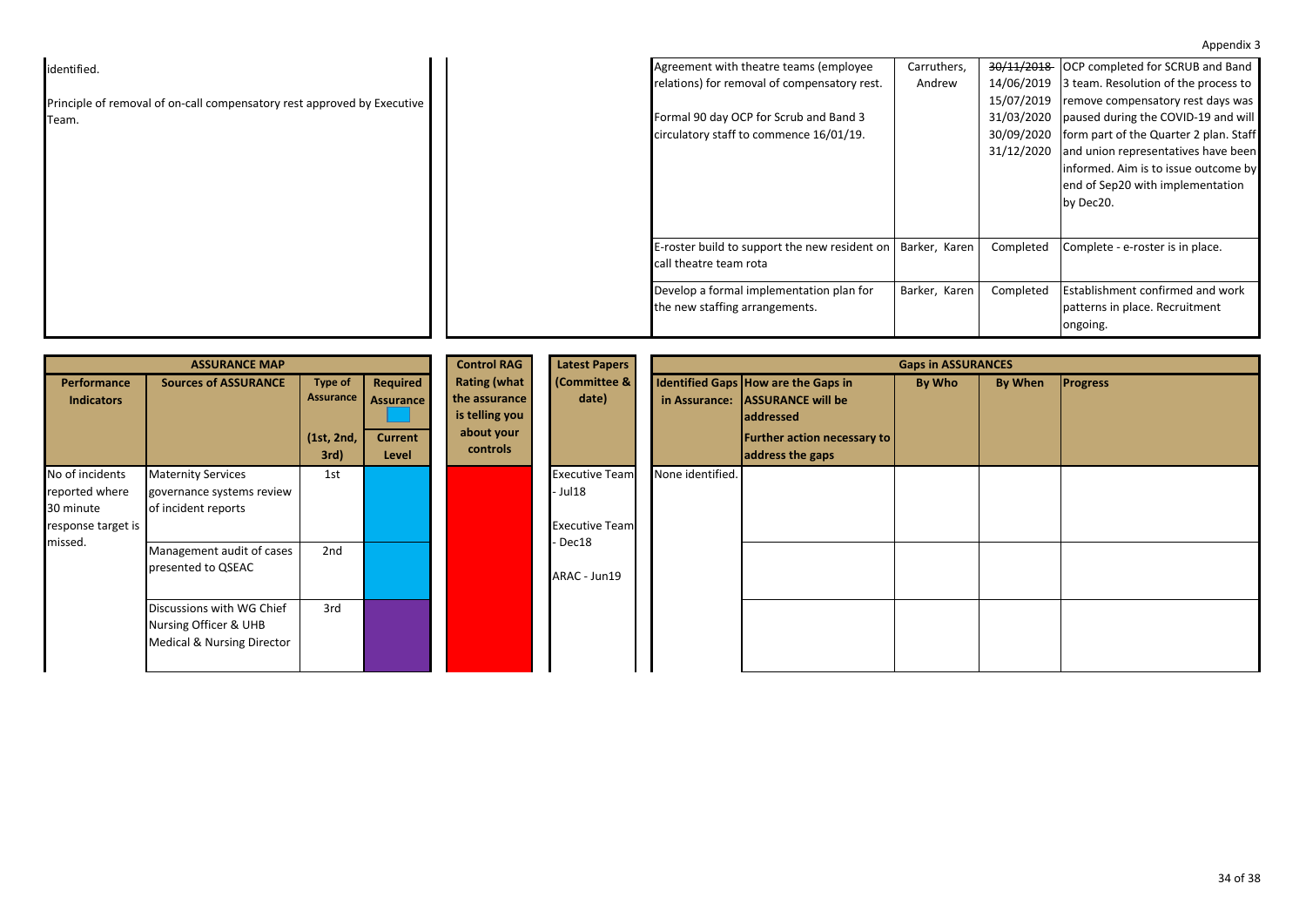Appendix 3

| | | | | | |
|---|---|---|---|---|---|
| identified.<br><br>Principle of removal of on-call compensatory rest approved by Executive Team. | | Agreement with theatre teams (employee relations) for removal of compensatory rest.<br><br>Formal 90 day OCP for Scrub and Band 3 circulatory staff to commence 16/01/19. | Carruthers, Andrew | ~~30/11/2018~~ 14/06/2019 15/07/2019 31/03/2020 30/09/2020 31/12/2020 | OCP completed for SCRUB and Band 3 team. Resolution of the process to remove compensatory rest days was paused during the COVID-19 and will form part of the Quarter 2 plan. Staff and union representatives have been informed. Aim is to issue outcome by end of Sep20 with implementation by Dec20. |
| | | E-roster build to support the new resident on call theatre team rota | Barker, Karen | Completed | Complete - e-roster is in place. |
| | | Develop a formal implementation plan for the new staffing arrangements. | Barker, Karen | Completed | Establishment confirmed and work patterns in place. Recruitment ongoing. |

| ASSURANCE MAP | | | | Control RAG Rating (what the assurance is telling you about your controls | Latest Papers (Committee & date) | Gaps in ASSURANCES | | | | |
|---|---|---|---|---|---|---|---|---|---|---|
| Performance Indicators | Sources of ASSURANCE | Type of Assurance (1st, 2nd, 3rd) | Required Assurance / Current Level | | | Identified Gaps in Assurance: | How are the Gaps in ASSURANCE will be addressed / Further action necessary to address the gaps | By Who | By When | Progress |
| No of incidents reported where 30 minute response target is missed. | Maternity Services governance systems review of incident reports | 1st | | | Executive Team - Jul18<br><br>Executive Team - Dec18<br><br>ARAC - Jun19 | None identified. | | | | |
| | Management audit of cases presented to QSEAC | 2nd | | | | | | | | |
| | Discussions with WG Chief Nursing Officer & UHB Medical & Nursing Director | 3rd | | | | | | | | |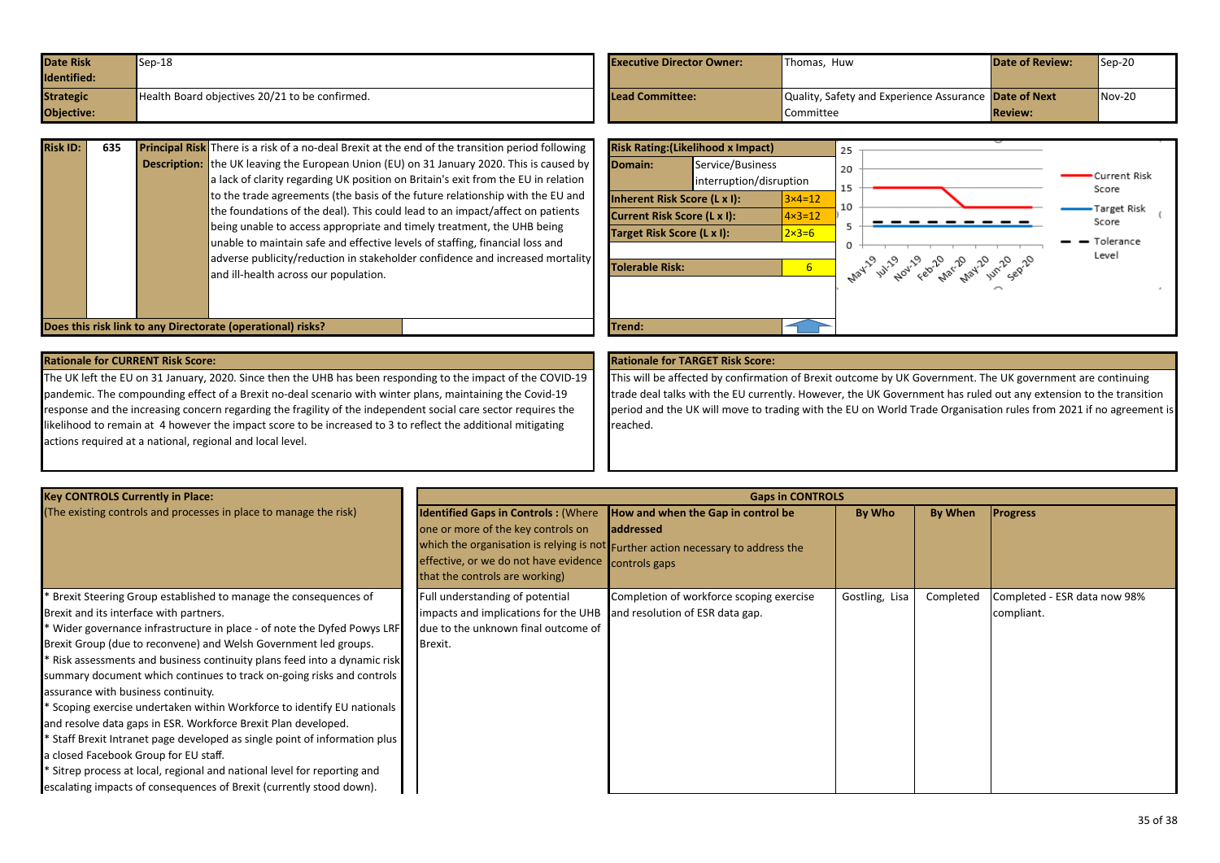| Date Risk Identified: | Sep-18 | Executive Director Owner: | Thomas, Huw | Date of Review: | Sep-20 |
|---|---|---|---|---|---|
| Strategic Objective: | Health Board objectives 20/21 to be confirmed. | Lead Committee: | Quality, Safety and Experience Assurance Committee | Date of Next Review: | Nov-20 |

| Risk ID: | 635 | Principal Risk Description: | There is a risk of a no-deal Brexit at the end of the transition period following the UK leaving the European Union (EU) on 31 January 2020. This is caused by a lack of clarity regarding UK position on Britain's exit from the EU in relation to the trade agreements (the basis of the future relationship with the EU and the foundations of the deal). This could lead to an impact/affect on patients being unable to access appropriate and timely treatment, the UHB being unable to maintain safe and effective levels of staffing, financial loss and adverse publicity/reduction in stakeholder confidence and increased mortality and ill-health across our population. |
|---|---|---|---|

**Does this risk link to any Directorate (operational) risks?**

| Risk Rating:(Likelihood x Impact) | |
|---|---|
| Domain: | Service/Business interruption/disruption |
| Inherent Risk Score (L x I): | 3×4=12 |
| Current Risk Score (L x I): | 4×3=12 |
| Target Risk Score (L x I): | 2×3=6 |
| Tolerable Risk: | 6 |
| Trend: | |

Chart: Current Risk Score, Target Risk Score, Tolerance Level (May-19, Jul-19, Nov-19, Feb-20, Mar-20, May-20, Jun-20, Sep-20)

**Rationale for CURRENT Risk Score:**

The UK left the EU on 31 January, 2020. Since then the UHB has been responding to the impact of the COVID-19 pandemic. The compounding effect of a Brexit no-deal scenario with winter plans, maintaining the Covid-19 response and the increasing concern regarding the fragility of the independent social care sector requires the likelihood to remain at 4 however the impact score to be increased to 3 to reflect the additional mitigating actions required at a national, regional and local level.

**Rationale for TARGET Risk Score:**

This will be affected by confirmation of Brexit outcome by UK Government. The UK government are continuing trade deal talks with the EU currently. However, the UK Government has ruled out any extension to the transition period and the UK will move to trading with the EU on World Trade Organisation rules from 2021 if no agreement is reached.

| Key CONTROLS Currently in Place: (The existing controls and processes in place to manage the risk) | Identified Gaps in Controls : (Where one or more of the key controls on which the organisation is relying is not effective, or we do not have evidence that the controls are working) | How and when the Gap in control be addressed Further action necessary to address the controls gaps | By Who | By When | Progress |
|---|---|---|---|---|---|
| * Brexit Steering Group established to manage the consequences of Brexit and its interface with partners.<br>* Wider governance infrastructure in place - of note the Dyfed Powys LRF Brexit Group (due to reconvene) and Welsh Government led groups.<br>* Risk assessments and business continuity plans feed into a dynamic risk summary document which continues to track on-going risks and controls assurance with business continuity.<br>* Scoping exercise undertaken within Workforce to identify EU nationals and resolve data gaps in ESR. Workforce Brexit Plan developed.<br>* Staff Brexit Intranet page developed as single point of information plus a closed Facebook Group for EU staff.<br>* Sitrep process at local, regional and national level for reporting and escalating impacts of consequences of Brexit (currently stood down). | Full understanding of potential impacts and implications for the UHB due to the unknown final outcome of Brexit. | Completion of workforce scoping exercise and resolution of ESR data gap. | Gostling, Lisa | Completed | Completed - ESR data now 98% compliant. |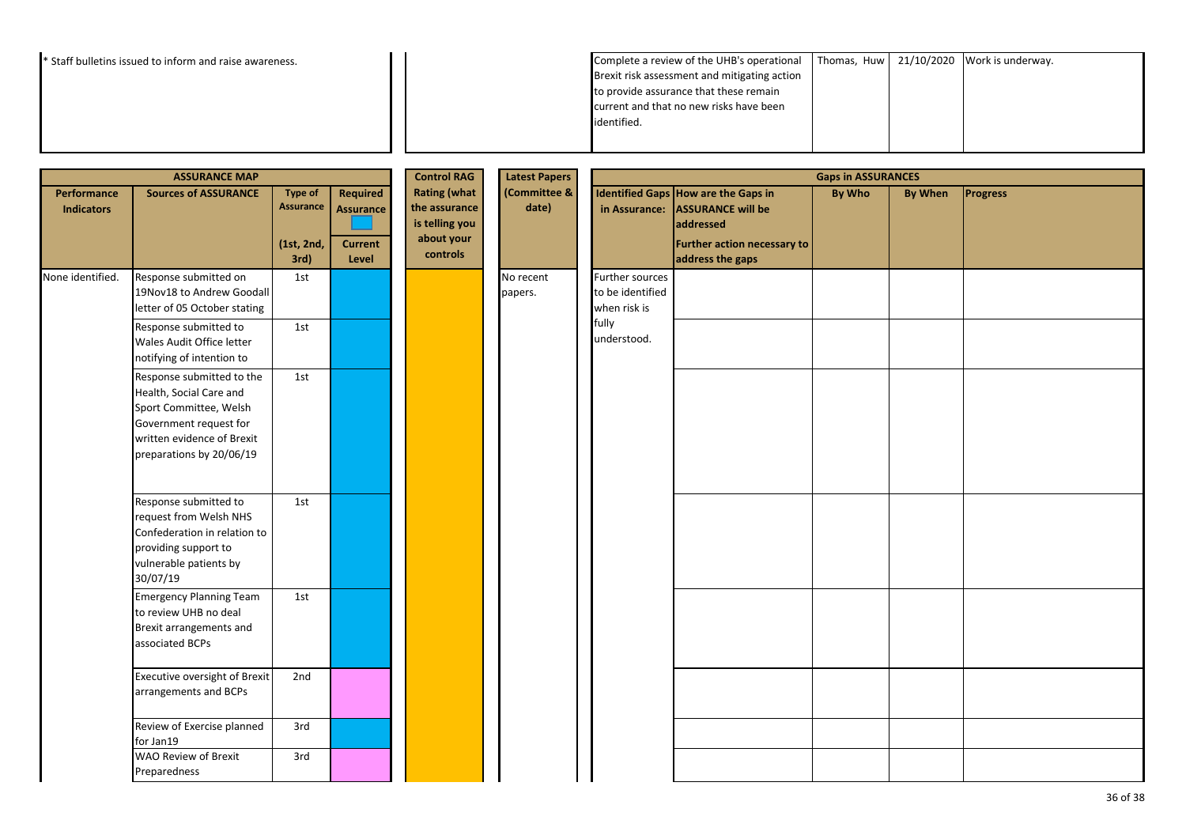| | | | | | |
|---|---|---|---|---|---|
| * Staff bulletins issued to inform and raise awareness. | | Complete a review of the UHB's operational Brexit risk assessment and mitigating action to provide assurance that these remain current and that no new risks have been identified. | Thomas, Huw | 21/10/2020 | Work is underway. |

| ASSURANCE MAP | | | | Control RAG | Latest Papers | Gaps in ASSURANCES | | | | |
|---|---|---|---|---|---|---|---|---|---|---|
| Performance Indicators | Sources of ASSURANCE | Type of Assurance (1st, 2nd, 3rd) | Required Assurance / Current Level | Rating (what the assurance is telling you about your controls | (Committee & date) | Identified Gaps in Assurance: | How are the Gaps in ASSURANCE will be addressed / Further action necessary to address the gaps | By Who | By When | Progress |
| None identified. | Response submitted on 19Nov18 to Andrew Goodall letter of 05 October stating | 1st | | | No recent papers. | Further sources to be identified when risk is fully understood. | | | | |
| | Response submitted to Wales Audit Office letter notifying of intention to | 1st | | | | | | | | |
| | Response submitted to the Health, Social Care and Sport Committee, Welsh Government request for written evidence of Brexit preparations by 20/06/19 | 1st | | | | | | | | |
| | Response submitted to request from Welsh NHS Confederation in relation to providing support to vulnerable patients by 30/07/19 | 1st | | | | | | | | |
| | Emergency Planning Team to review UHB no deal Brexit arrangements and associated BCPs | 1st | | | | | | | | |
| | Executive oversight of Brexit arrangements and BCPs | 2nd | | | | | | | | |
| | Review of Exercise planned for Jan19 | 3rd | | | | | | | | |
| | WAO Review of Brexit Preparedness | 3rd | | | | | | | | |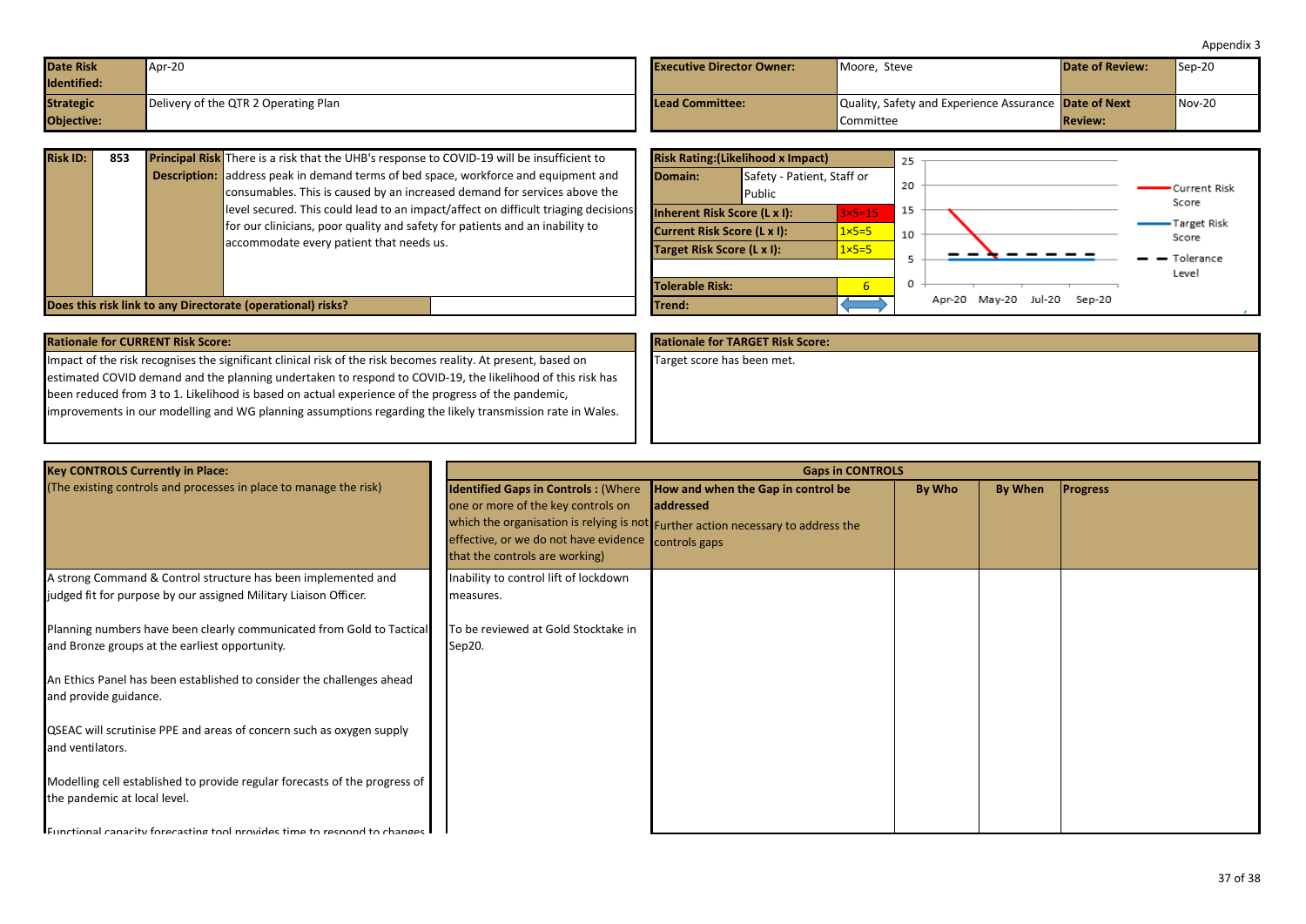Appendix 3

| Date Risk Identified: | Apr-20 | Executive Director Owner: | Moore, Steve | Date of Review: | Sep-20 |
|---|---|---|---|---|---|
| Strategic Objective: | Delivery of the QTR 2 Operating Plan | Lead Committee: | Quality, Safety and Experience Assurance Committee | Date of Next Review: | Nov-20 |

| Risk ID: | 853 | Principal Risk Description: | There is a risk that the UHB's response to COVID-19 will be insufficient to address peak in demand terms of bed space, workforce and equipment and consumables. This is caused by an increased demand for services above the level secured. This could lead to an impact/affect on difficult triaging decisions for our clinicians, poor quality and safety for patients and an inability to accommodate every patient that needs us. |
|---|---|---|---|
| Does this risk link to any Directorate (operational) risks? | | | |

| Risk Rating:(Likelihood x Impact) | | |
|---|---|---|
| Domain: | Safety - Patient, Staff or Public | |
| Inherent Risk Score (L x I): | | 3×5=15 |
| Current Risk Score (L x I): | | 1×5=5 |
| Target Risk Score (L x I): | | 1×5=5 |
| Tolerable Risk: | | 6 |
| Trend: | | ⟷ |

Chart: Current Risk Score, Target Risk Score, Tolerance Level (Apr-20, May-20, Jul-20, Sep-20)

**Rationale for CURRENT Risk Score:**

Impact of the risk recognises the significant clinical risk of the risk becomes reality. At present, based on estimated COVID demand and the planning undertaken to respond to COVID-19, the likelihood of this risk has been reduced from 3 to 1. Likelihood is based on actual experience of the progress of the pandemic, improvements in our modelling and WG planning assumptions regarding the likely transmission rate in Wales.

**Rationale for TARGET Risk Score:**

Target score has been met.

| Key CONTROLS Currently in Place: (The existing controls and processes in place to manage the risk) | Identified Gaps in Controls : (Where one or more of the key controls on which the organisation is relying is not effective, or we do not have evidence that the controls are working) | How and when the Gap in control be addressed Further action necessary to address the controls gaps | By Who | By When | Progress |
|---|---|---|---|---|---|
| A strong Command & Control structure has been implemented and judged fit for purpose by our assigned Military Liaison Officer. | Inability to control lift of lockdown measures. | | | | |
| Planning numbers have been clearly communicated from Gold to Tactical and Bronze groups at the earliest opportunity. | To be reviewed at Gold Stocktake in Sep20. | | | | |
| An Ethics Panel has been established to consider the challenges ahead and provide guidance. | | | | | |
| QSEAC will scrutinise PPE and areas of concern such as oxygen supply and ventilators. | | | | | |
| Modelling cell established to provide regular forecasts of the progress of the pandemic at local level. | | | | | |
| Functional capacity forecasting tool provides time to respond to changes | | | | | |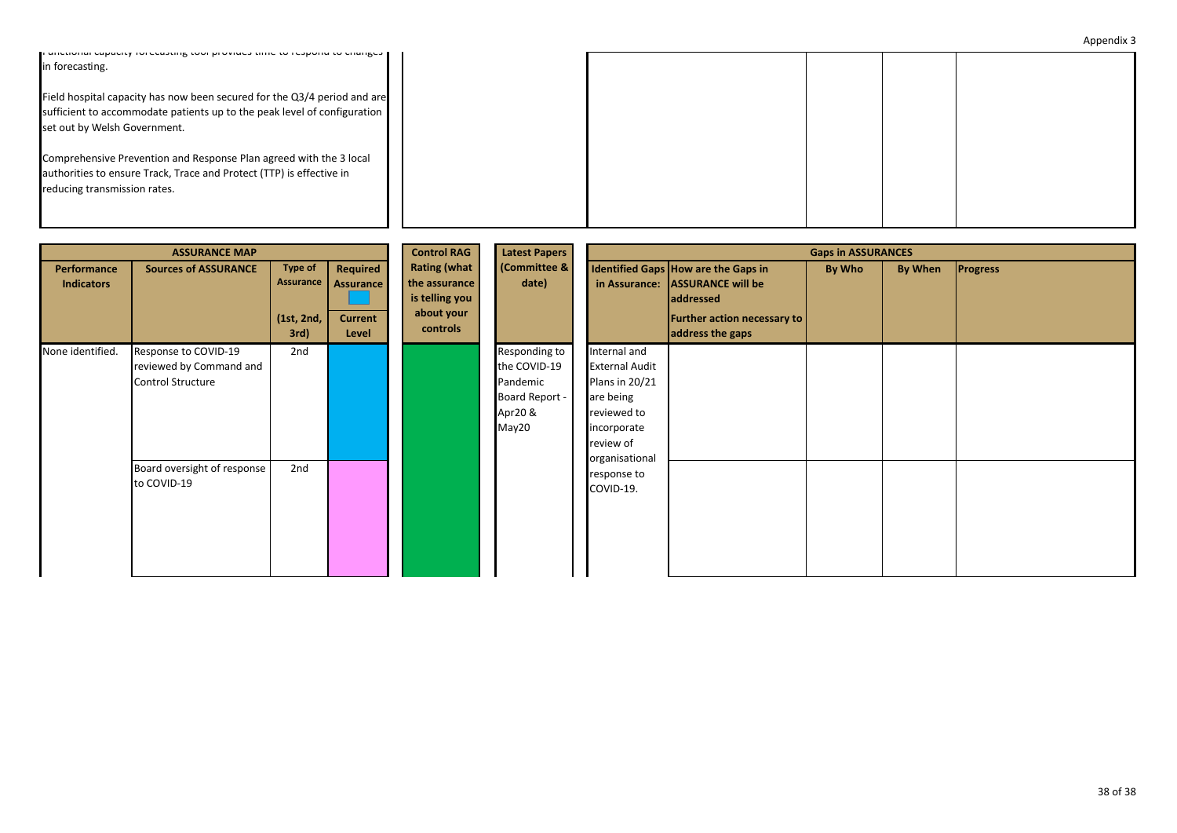Functional capacity forecasting tool provides time to respond to changes in forecasting.

Field hospital capacity has now been secured for the Q3/4 period and are sufficient to accommodate patients up to the peak level of configuration set out by Welsh Government.

Comprehensive Prevention and Response Plan agreed with the 3 local authorities to ensure Track, Trace and Protect (TTP) is effective in reducing transmission rates.

| ASSURANCE MAP | | | | Control RAG Rating (what the assurance is telling you about your controls | Latest Papers (Committee & date) | Gaps in ASSURANCES | | | | |
|---|---|---|---|---|---|---|---|---|---|---|
| Performance Indicators | Sources of ASSURANCE | Type of Assurance (1st, 2nd, 3rd) | Required Assurance / Current Level | | | Identified Gaps in Assurance: | How are the Gaps in ASSURANCE will be addressed Further action necessary to address the gaps | By Who | By When | Progress |
| None identified. | Response to COVID-19 reviewed by Command and Control Structure | 2nd | | | Responding to the COVID-19 Pandemic Board Report - Apr20 & May20 | Internal and External Audit Plans in 20/21 are being reviewed to incorporate review of organisational response to COVID-19. | | | | |
| | Board oversight of response to COVID-19 | 2nd | | | | | | | | |